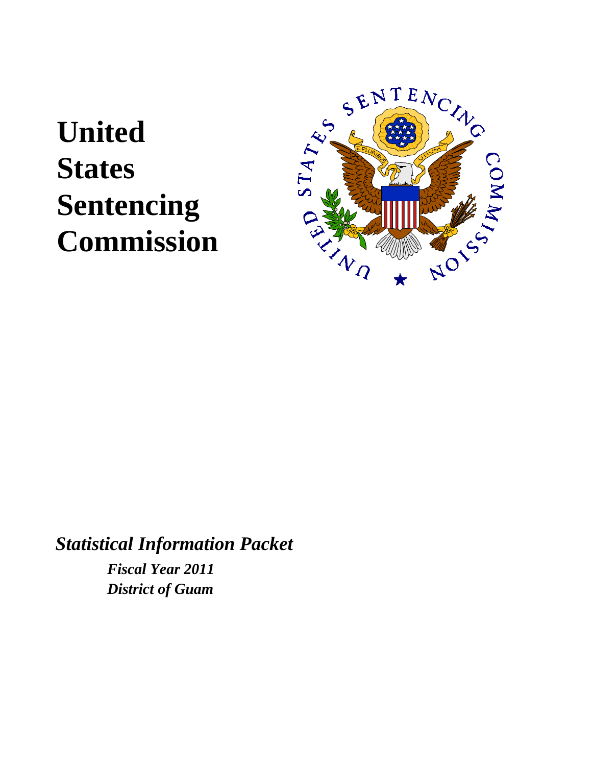# United States Sentencing Commission

*Statistical Information Packet*

***Fiscal Year 2011***
***District of Guam***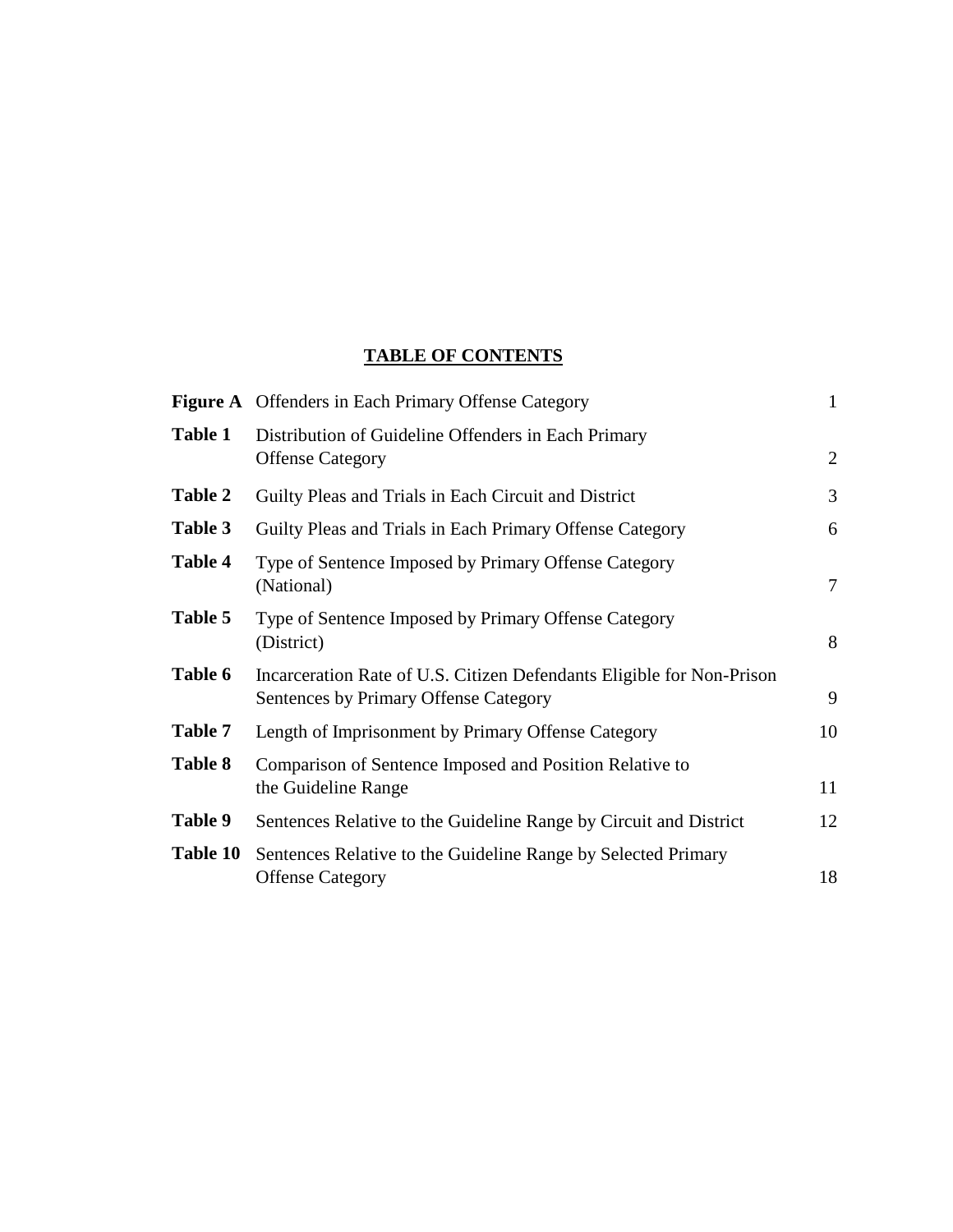# TABLE OF CONTENTS

| | | |
|---|---|---|
| **Figure A** | Offenders in Each Primary Offense Category | 1 |
| **Table 1** | Distribution of Guideline Offenders in Each Primary Offense Category | 2 |
| **Table 2** | Guilty Pleas and Trials in Each Circuit and District | 3 |
| **Table 3** | Guilty Pleas and Trials in Each Primary Offense Category | 6 |
| **Table 4** | Type of Sentence Imposed by Primary Offense Category (National) | 7 |
| **Table 5** | Type of Sentence Imposed by Primary Offense Category (District) | 8 |
| **Table 6** | Incarceration Rate of U.S. Citizen Defendants Eligible for Non-Prison Sentences by Primary Offense Category | 9 |
| **Table 7** | Length of Imprisonment by Primary Offense Category | 10 |
| **Table 8** | Comparison of Sentence Imposed and Position Relative to the Guideline Range | 11 |
| **Table 9** | Sentences Relative to the Guideline Range by Circuit and District | 12 |
| **Table 10** | Sentences Relative to the Guideline Range by Selected Primary Offense Category | 18 |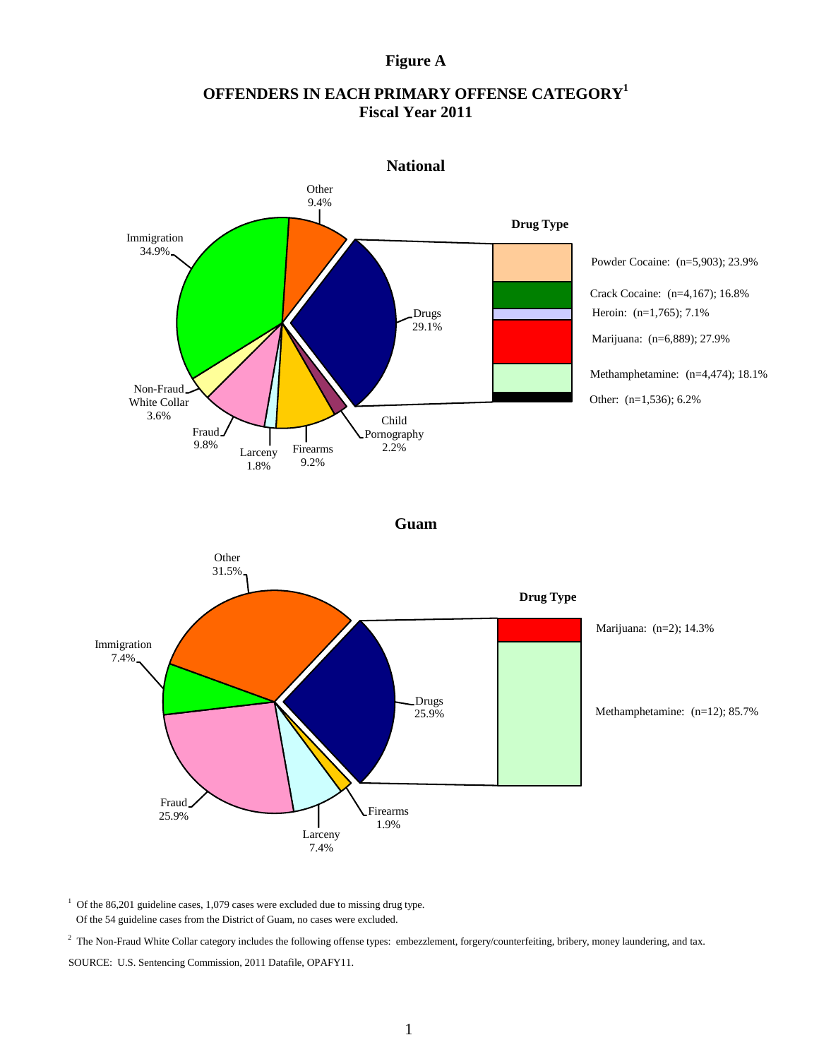# Figure A

## OFFENDERS IN EACH PRIMARY OFFENSE CATEGORY[1]
## Fiscal Year 2011

### National

Other 9.4%

Immigration 34.9%

Drugs 29.1%

Non-Fraud White Collar 3.6%

Fraud 9.8%

Larceny 1.8%

Firearms 9.2%

Child Pornography 2.2%

**Drug Type**

Powder Cocaine: (n=5,903); 23.9%

Crack Cocaine: (n=4,167); 16.8%

Heroin: (n=1,765); 7.1%

Marijuana: (n=6,889); 27.9%

Methamphetamine: (n=4,474); 18.1%

Other: (n=1,536); 6.2%

### Guam

Other 31.5%

Immigration 7.4%

Drugs 25.9%

Fraud 25.9%

Larceny 7.4%

Firearms 1.9%

**Drug Type**

Marijuana: (n=2); 14.3%

Methamphetamine: (n=12); 85.7%

[1] Of the 86,201 guideline cases, 1,079 cases were excluded due to missing drug type. Of the 54 guideline cases from the District of Guam, no cases were excluded.

[2] The Non-Fraud White Collar category includes the following offense types: embezzlement, forgery/counterfeiting, bribery, money laundering, and tax.

SOURCE: U.S. Sentencing Commission, 2011 Datafile, OPAFY11.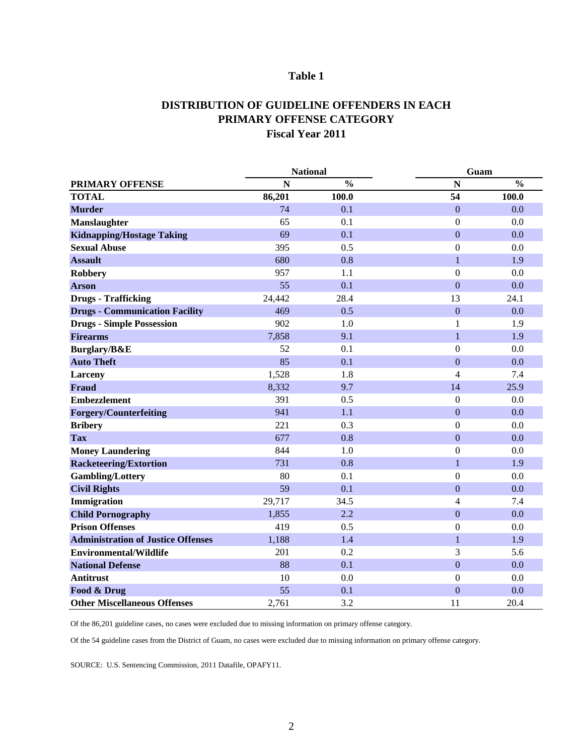## Table 1

## DISTRIBUTION OF GUIDELINE OFFENDERS IN EACH PRIMARY OFFENSE CATEGORY
## Fiscal Year 2011

| | National | | Guam | |
|---|---|---|---|---|
| **PRIMARY OFFENSE** | **N** | **%** | **N** | **%** |
| **TOTAL** | **86,201** | **100.0** | **54** | **100.0** |
| **Murder** | 74 | 0.1 | 0 | 0.0 |
| **Manslaughter** | 65 | 0.1 | 0 | 0.0 |
| **Kidnapping/Hostage Taking** | 69 | 0.1 | 0 | 0.0 |
| **Sexual Abuse** | 395 | 0.5 | 0 | 0.0 |
| **Assault** | 680 | 0.8 | 1 | 1.9 |
| **Robbery** | 957 | 1.1 | 0 | 0.0 |
| **Arson** | 55 | 0.1 | 0 | 0.0 |
| **Drugs - Trafficking** | 24,442 | 28.4 | 13 | 24.1 |
| **Drugs - Communication Facility** | 469 | 0.5 | 0 | 0.0 |
| **Drugs - Simple Possession** | 902 | 1.0 | 1 | 1.9 |
| **Firearms** | 7,858 | 9.1 | 1 | 1.9 |
| **Burglary/B&E** | 52 | 0.1 | 0 | 0.0 |
| **Auto Theft** | 85 | 0.1 | 0 | 0.0 |
| **Larceny** | 1,528 | 1.8 | 4 | 7.4 |
| **Fraud** | 8,332 | 9.7 | 14 | 25.9 |
| **Embezzlement** | 391 | 0.5 | 0 | 0.0 |
| **Forgery/Counterfeiting** | 941 | 1.1 | 0 | 0.0 |
| **Bribery** | 221 | 0.3 | 0 | 0.0 |
| **Tax** | 677 | 0.8 | 0 | 0.0 |
| **Money Laundering** | 844 | 1.0 | 0 | 0.0 |
| **Racketeering/Extortion** | 731 | 0.8 | 1 | 1.9 |
| **Gambling/Lottery** | 80 | 0.1 | 0 | 0.0 |
| **Civil Rights** | 59 | 0.1 | 0 | 0.0 |
| **Immigration** | 29,717 | 34.5 | 4 | 7.4 |
| **Child Pornography** | 1,855 | 2.2 | 0 | 0.0 |
| **Prison Offenses** | 419 | 0.5 | 0 | 0.0 |
| **Administration of Justice Offenses** | 1,188 | 1.4 | 1 | 1.9 |
| **Environmental/Wildlife** | 201 | 0.2 | 3 | 5.6 |
| **National Defense** | 88 | 0.1 | 0 | 0.0 |
| **Antitrust** | 10 | 0.0 | 0 | 0.0 |
| **Food & Drug** | 55 | 0.1 | 0 | 0.0 |
| **Other Miscellaneous Offenses** | 2,761 | 3.2 | 11 | 20.4 |

Of the 86,201 guideline cases, no cases were excluded due to missing information on primary offense category.

Of the 54 guideline cases from the District of Guam, no cases were excluded due to missing information on primary offense category.

SOURCE: U.S. Sentencing Commission, 2011 Datafile, OPAFY11.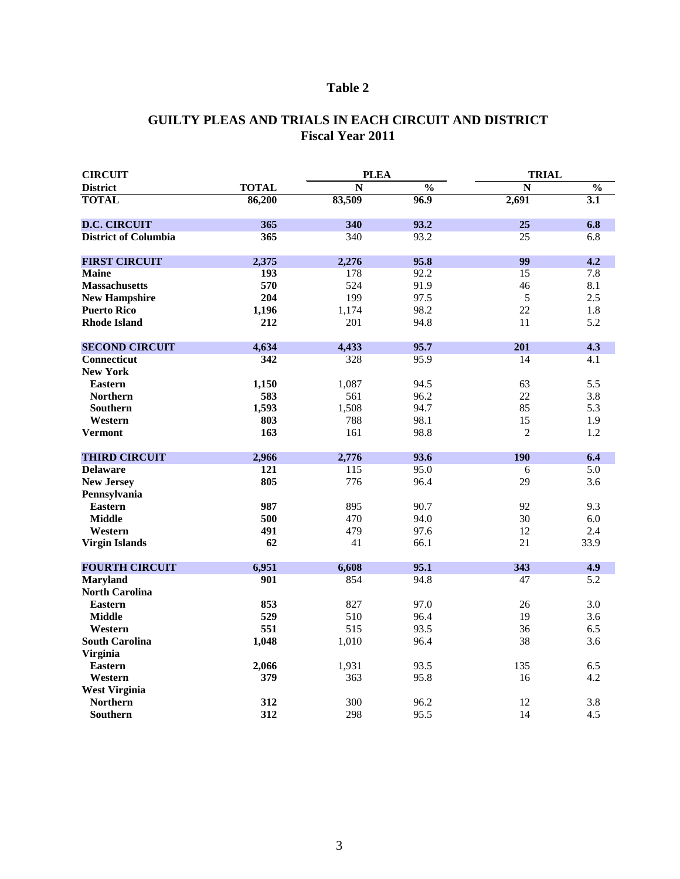# Table 2

## GUILTY PLEAS AND TRIALS IN EACH CIRCUIT AND DISTRICT
## Fiscal Year 2011

| CIRCUIT | | PLEA | | TRIAL | |
|---|---|---|---|---|---|
| **District** | **TOTAL** | **N** | **%** | **N** | **%** |
| **TOTAL** | **86,200** | **83,509** | **96.9** | **2,691** | **3.1** |
| | | | | | |
| **D.C. CIRCUIT** | **365** | **340** | **93.2** | **25** | **6.8** |
| **District of Columbia** | **365** | 340 | 93.2 | 25 | 6.8 |
| | | | | | |
| **FIRST CIRCUIT** | **2,375** | **2,276** | **95.8** | **99** | **4.2** |
| **Maine** | **193** | 178 | 92.2 | 15 | 7.8 |
| **Massachusetts** | **570** | 524 | 91.9 | 46 | 8.1 |
| **New Hampshire** | **204** | 199 | 97.5 | 5 | 2.5 |
| **Puerto Rico** | **1,196** | 1,174 | 98.2 | 22 | 1.8 |
| **Rhode Island** | **212** | 201 | 94.8 | 11 | 5.2 |
| | | | | | |
| **SECOND CIRCUIT** | **4,634** | **4,433** | **95.7** | **201** | **4.3** |
| **Connecticut** | **342** | 328 | 95.9 | 14 | 4.1 |
| **New York** | | | | | |
| **Eastern** | **1,150** | 1,087 | 94.5 | 63 | 5.5 |
| **Northern** | **583** | 561 | 96.2 | 22 | 3.8 |
| **Southern** | **1,593** | 1,508 | 94.7 | 85 | 5.3 |
| **Western** | **803** | 788 | 98.1 | 15 | 1.9 |
| **Vermont** | **163** | 161 | 98.8 | 2 | 1.2 |
| | | | | | |
| **THIRD CIRCUIT** | **2,966** | **2,776** | **93.6** | **190** | **6.4** |
| **Delaware** | **121** | 115 | 95.0 | 6 | 5.0 |
| **New Jersey** | **805** | 776 | 96.4 | 29 | 3.6 |
| **Pennsylvania** | | | | | |
| **Eastern** | **987** | 895 | 90.7 | 92 | 9.3 |
| **Middle** | **500** | 470 | 94.0 | 30 | 6.0 |
| **Western** | **491** | 479 | 97.6 | 12 | 2.4 |
| **Virgin Islands** | **62** | 41 | 66.1 | 21 | 33.9 |
| | | | | | |
| **FOURTH CIRCUIT** | **6,951** | **6,608** | **95.1** | **343** | **4.9** |
| **Maryland** | **901** | 854 | 94.8 | 47 | 5.2 |
| **North Carolina** | | | | | |
| **Eastern** | **853** | 827 | 97.0 | 26 | 3.0 |
| **Middle** | **529** | 510 | 96.4 | 19 | 3.6 |
| **Western** | **551** | 515 | 93.5 | 36 | 6.5 |
| **South Carolina** | **1,048** | 1,010 | 96.4 | 38 | 3.6 |
| **Virginia** | | | | | |
| **Eastern** | **2,066** | 1,931 | 93.5 | 135 | 6.5 |
| **Western** | **379** | 363 | 95.8 | 16 | 4.2 |
| **West Virginia** | | | | | |
| **Northern** | **312** | 300 | 96.2 | 12 | 3.8 |
| **Southern** | **312** | 298 | 95.5 | 14 | 4.5 |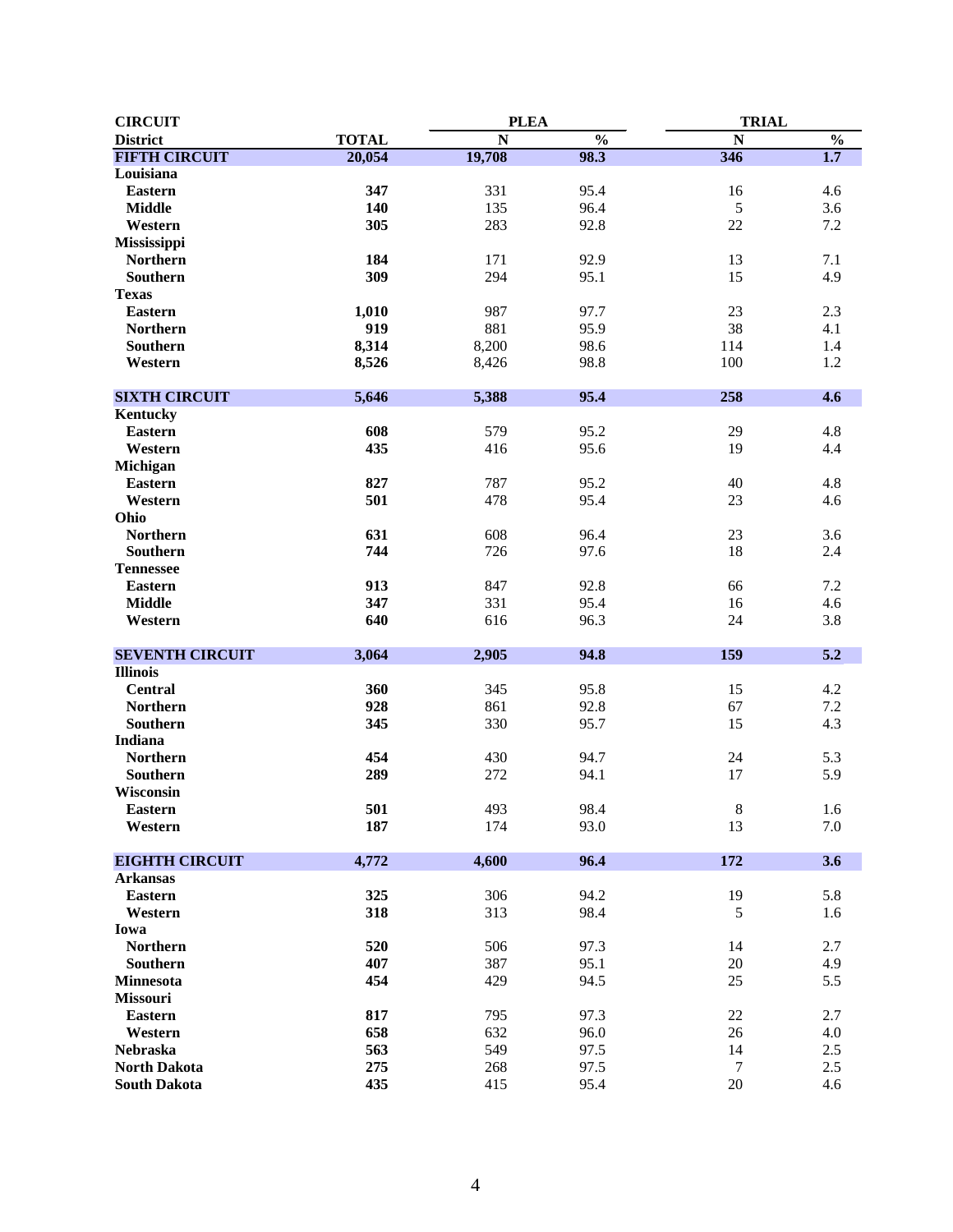| CIRCUIT<br>District | TOTAL | PLEA N | PLEA % | TRIAL N | TRIAL % |
|---|---|---|---|---|---|
| **FIFTH CIRCUIT** | **20,054** | **19,708** | **98.3** | **346** | **1.7** |
| **Louisiana** | | | | | |
| **Eastern** | **347** | 331 | 95.4 | 16 | 4.6 |
| **Middle** | **140** | 135 | 96.4 | 5 | 3.6 |
| **Western** | **305** | 283 | 92.8 | 22 | 7.2 |
| **Mississippi** | | | | | |
| **Northern** | **184** | 171 | 92.9 | 13 | 7.1 |
| **Southern** | **309** | 294 | 95.1 | 15 | 4.9 |
| **Texas** | | | | | |
| **Eastern** | **1,010** | 987 | 97.7 | 23 | 2.3 |
| **Northern** | **919** | 881 | 95.9 | 38 | 4.1 |
| **Southern** | **8,314** | 8,200 | 98.6 | 114 | 1.4 |
| **Western** | **8,526** | 8,426 | 98.8 | 100 | 1.2 |
| **SIXTH CIRCUIT** | **5,646** | **5,388** | **95.4** | **258** | **4.6** |
| **Kentucky** | | | | | |
| **Eastern** | **608** | 579 | 95.2 | 29 | 4.8 |
| **Western** | **435** | 416 | 95.6 | 19 | 4.4 |
| **Michigan** | | | | | |
| **Eastern** | **827** | 787 | 95.2 | 40 | 4.8 |
| **Western** | **501** | 478 | 95.4 | 23 | 4.6 |
| **Ohio** | | | | | |
| **Northern** | **631** | 608 | 96.4 | 23 | 3.6 |
| **Southern** | **744** | 726 | 97.6 | 18 | 2.4 |
| **Tennessee** | | | | | |
| **Eastern** | **913** | 847 | 92.8 | 66 | 7.2 |
| **Middle** | **347** | 331 | 95.4 | 16 | 4.6 |
| **Western** | **640** | 616 | 96.3 | 24 | 3.8 |
| **SEVENTH CIRCUIT** | **3,064** | **2,905** | **94.8** | **159** | **5.2** |
| **Illinois** | | | | | |
| **Central** | **360** | 345 | 95.8 | 15 | 4.2 |
| **Northern** | **928** | 861 | 92.8 | 67 | 7.2 |
| **Southern** | **345** | 330 | 95.7 | 15 | 4.3 |
| **Indiana** | | | | | |
| **Northern** | **454** | 430 | 94.7 | 24 | 5.3 |
| **Southern** | **289** | 272 | 94.1 | 17 | 5.9 |
| **Wisconsin** | | | | | |
| **Eastern** | **501** | 493 | 98.4 | 8 | 1.6 |
| **Western** | **187** | 174 | 93.0 | 13 | 7.0 |
| **EIGHTH CIRCUIT** | **4,772** | **4,600** | **96.4** | **172** | **3.6** |
| **Arkansas** | | | | | |
| **Eastern** | **325** | 306 | 94.2 | 19 | 5.8 |
| **Western** | **318** | 313 | 98.4 | 5 | 1.6 |
| **Iowa** | | | | | |
| **Northern** | **520** | 506 | 97.3 | 14 | 2.7 |
| **Southern** | **407** | 387 | 95.1 | 20 | 4.9 |
| **Minnesota** | **454** | 429 | 94.5 | 25 | 5.5 |
| **Missouri** | | | | | |
| **Eastern** | **817** | 795 | 97.3 | 22 | 2.7 |
| **Western** | **658** | 632 | 96.0 | 26 | 4.0 |
| **Nebraska** | **563** | 549 | 97.5 | 14 | 2.5 |
| **North Dakota** | **275** | 268 | 97.5 | 7 | 2.5 |
| **South Dakota** | **435** | 415 | 95.4 | 20 | 4.6 |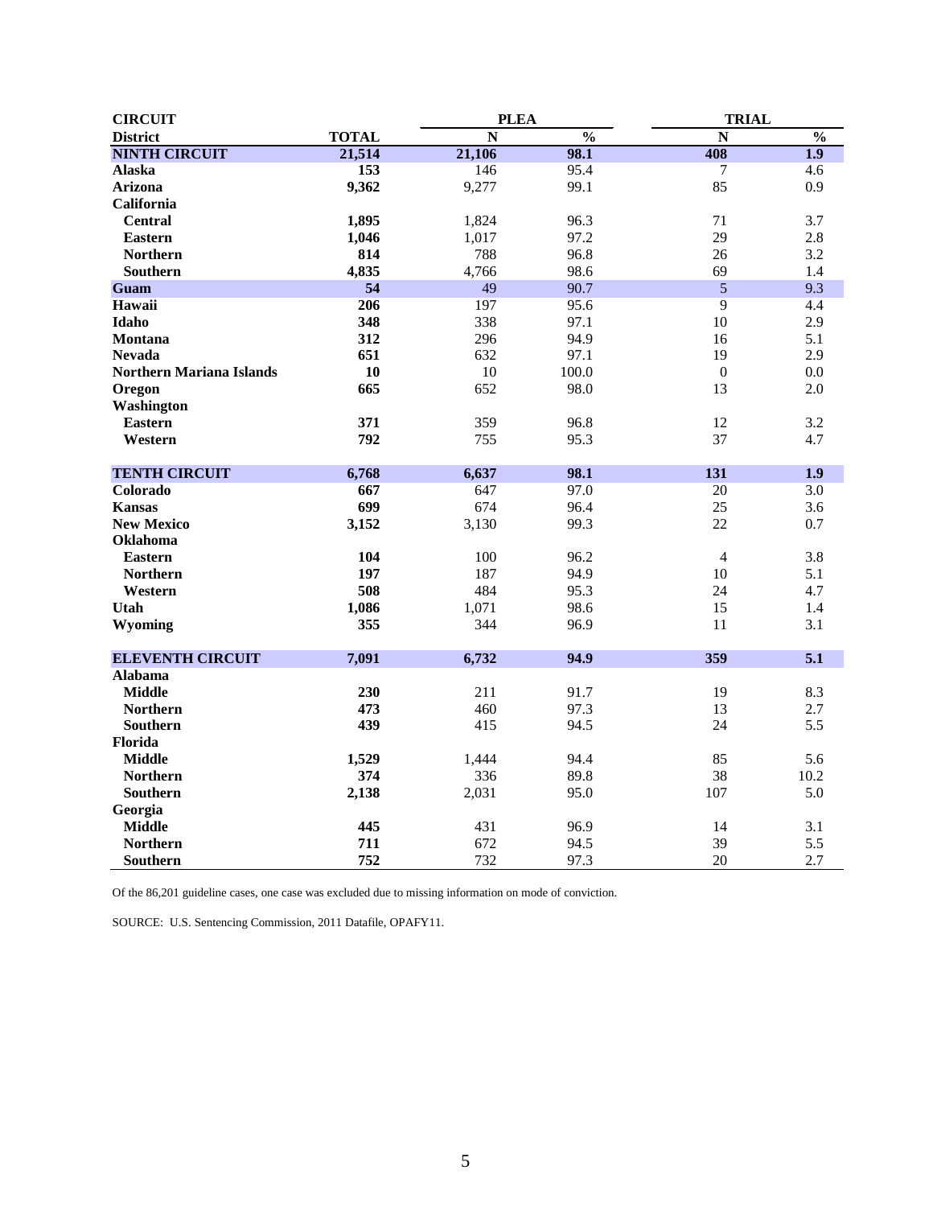| CIRCUIT | | PLEA | | TRIAL | |
|---|---|---|---|---|---|
| District | TOTAL | N | % | N | % |
| **NINTH CIRCUIT** | **21,514** | **21,106** | **98.1** | **408** | **1.9** |
| **Alaska** | **153** | 146 | 95.4 | 7 | 4.6 |
| **Arizona** | **9,362** | 9,277 | 99.1 | 85 | 0.9 |
| **California** | | | | | |
| **Central** | **1,895** | 1,824 | 96.3 | 71 | 3.7 |
| **Eastern** | **1,046** | 1,017 | 97.2 | 29 | 2.8 |
| **Northern** | **814** | 788 | 96.8 | 26 | 3.2 |
| **Southern** | **4,835** | 4,766 | 98.6 | 69 | 1.4 |
| **Guam** | **54** | 49 | 90.7 | 5 | 9.3 |
| **Hawaii** | **206** | 197 | 95.6 | 9 | 4.4 |
| **Idaho** | **348** | 338 | 97.1 | 10 | 2.9 |
| **Montana** | **312** | 296 | 94.9 | 16 | 5.1 |
| **Nevada** | **651** | 632 | 97.1 | 19 | 2.9 |
| **Northern Mariana Islands** | **10** | 10 | 100.0 | 0 | 0.0 |
| **Oregon** | **665** | 652 | 98.0 | 13 | 2.0 |
| **Washington** | | | | | |
| **Eastern** | **371** | 359 | 96.8 | 12 | 3.2 |
| **Western** | **792** | 755 | 95.3 | 37 | 4.7 |
| | | | | | |
| **TENTH CIRCUIT** | **6,768** | **6,637** | **98.1** | **131** | **1.9** |
| **Colorado** | **667** | 647 | 97.0 | 20 | 3.0 |
| **Kansas** | **699** | 674 | 96.4 | 25 | 3.6 |
| **New Mexico** | **3,152** | 3,130 | 99.3 | 22 | 0.7 |
| **Oklahoma** | | | | | |
| **Eastern** | **104** | 100 | 96.2 | 4 | 3.8 |
| **Northern** | **197** | 187 | 94.9 | 10 | 5.1 |
| **Western** | **508** | 484 | 95.3 | 24 | 4.7 |
| **Utah** | **1,086** | 1,071 | 98.6 | 15 | 1.4 |
| **Wyoming** | **355** | 344 | 96.9 | 11 | 3.1 |
| | | | | | |
| **ELEVENTH CIRCUIT** | **7,091** | **6,732** | **94.9** | **359** | **5.1** |
| **Alabama** | | | | | |
| **Middle** | **230** | 211 | 91.7 | 19 | 8.3 |
| **Northern** | **473** | 460 | 97.3 | 13 | 2.7 |
| **Southern** | **439** | 415 | 94.5 | 24 | 5.5 |
| **Florida** | | | | | |
| **Middle** | **1,529** | 1,444 | 94.4 | 85 | 5.6 |
| **Northern** | **374** | 336 | 89.8 | 38 | 10.2 |
| **Southern** | **2,138** | 2,031 | 95.0 | 107 | 5.0 |
| **Georgia** | | | | | |
| **Middle** | **445** | 431 | 96.9 | 14 | 3.1 |
| **Northern** | **711** | 672 | 94.5 | 39 | 5.5 |
| **Southern** | **752** | 732 | 97.3 | 20 | 2.7 |

Of the 86,201 guideline cases, one case was excluded due to missing information on mode of conviction.

SOURCE: U.S. Sentencing Commission, 2011 Datafile, OPAFY11.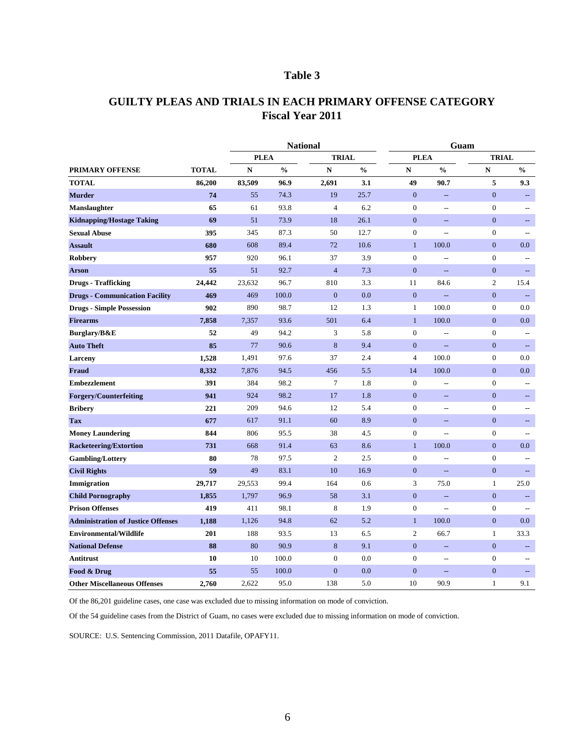# Table 3

## GUILTY PLEAS AND TRIALS IN EACH PRIMARY OFFENSE CATEGORY
## Fiscal Year 2011

| | | National | | | | Guam | | | |
|---|---|---|---|---|---|---|---|---|---|
| | | PLEA | | TRIAL | | PLEA | | TRIAL | |
| PRIMARY OFFENSE | TOTAL | N | % | N | % | N | % | N | % |
| **TOTAL** | **86,200** | **83,509** | **96.9** | **2,691** | **3.1** | **49** | **90.7** | **5** | **9.3** |
| **Murder** | **74** | 55 | 74.3 | 19 | 25.7 | 0 | -- | 0 | -- |
| **Manslaughter** | **65** | 61 | 93.8 | 4 | 6.2 | 0 | -- | 0 | -- |
| **Kidnapping/Hostage Taking** | **69** | 51 | 73.9 | 18 | 26.1 | 0 | -- | 0 | -- |
| **Sexual Abuse** | **395** | 345 | 87.3 | 50 | 12.7 | 0 | -- | 0 | -- |
| **Assault** | **680** | 608 | 89.4 | 72 | 10.6 | 1 | 100.0 | 0 | 0.0 |
| **Robbery** | **957** | 920 | 96.1 | 37 | 3.9 | 0 | -- | 0 | -- |
| **Arson** | **55** | 51 | 92.7 | 4 | 7.3 | 0 | -- | 0 | -- |
| **Drugs - Trafficking** | **24,442** | 23,632 | 96.7 | 810 | 3.3 | 11 | 84.6 | 2 | 15.4 |
| **Drugs - Communication Facility** | **469** | 469 | 100.0 | 0 | 0.0 | 0 | -- | 0 | -- |
| **Drugs - Simple Possession** | **902** | 890 | 98.7 | 12 | 1.3 | 1 | 100.0 | 0 | 0.0 |
| **Firearms** | **7,858** | 7,357 | 93.6 | 501 | 6.4 | 1 | 100.0 | 0 | 0.0 |
| **Burglary/B&E** | **52** | 49 | 94.2 | 3 | 5.8 | 0 | -- | 0 | -- |
| **Auto Theft** | **85** | 77 | 90.6 | 8 | 9.4 | 0 | -- | 0 | -- |
| **Larceny** | **1,528** | 1,491 | 97.6 | 37 | 2.4 | 4 | 100.0 | 0 | 0.0 |
| **Fraud** | **8,332** | 7,876 | 94.5 | 456 | 5.5 | 14 | 100.0 | 0 | 0.0 |
| **Embezzlement** | **391** | 384 | 98.2 | 7 | 1.8 | 0 | -- | 0 | -- |
| **Forgery/Counterfeiting** | **941** | 924 | 98.2 | 17 | 1.8 | 0 | -- | 0 | -- |
| **Bribery** | **221** | 209 | 94.6 | 12 | 5.4 | 0 | -- | 0 | -- |
| **Tax** | **677** | 617 | 91.1 | 60 | 8.9 | 0 | -- | 0 | -- |
| **Money Laundering** | **844** | 806 | 95.5 | 38 | 4.5 | 0 | -- | 0 | -- |
| **Racketeering/Extortion** | **731** | 668 | 91.4 | 63 | 8.6 | 1 | 100.0 | 0 | 0.0 |
| **Gambling/Lottery** | **80** | 78 | 97.5 | 2 | 2.5 | 0 | -- | 0 | -- |
| **Civil Rights** | **59** | 49 | 83.1 | 10 | 16.9 | 0 | -- | 0 | -- |
| **Immigration** | **29,717** | 29,553 | 99.4 | 164 | 0.6 | 3 | 75.0 | 1 | 25.0 |
| **Child Pornography** | **1,855** | 1,797 | 96.9 | 58 | 3.1 | 0 | -- | 0 | -- |
| **Prison Offenses** | **419** | 411 | 98.1 | 8 | 1.9 | 0 | -- | 0 | -- |
| **Administration of Justice Offenses** | **1,188** | 1,126 | 94.8 | 62 | 5.2 | 1 | 100.0 | 0 | 0.0 |
| **Environmental/Wildlife** | **201** | 188 | 93.5 | 13 | 6.5 | 2 | 66.7 | 1 | 33.3 |
| **National Defense** | **88** | 80 | 90.9 | 8 | 9.1 | 0 | -- | 0 | -- |
| **Antitrust** | **10** | 10 | 100.0 | 0 | 0.0 | 0 | -- | 0 | -- |
| **Food & Drug** | **55** | 55 | 100.0 | 0 | 0.0 | 0 | -- | 0 | -- |
| **Other Miscellaneous Offenses** | **2,760** | 2,622 | 95.0 | 138 | 5.0 | 10 | 90.9 | 1 | 9.1 |

Of the 86,201 guideline cases, one case was excluded due to missing information on mode of conviction.

Of the 54 guideline cases from the District of Guam, no cases were excluded due to missing information on mode of conviction.

SOURCE: U.S. Sentencing Commission, 2011 Datafile, OPAFY11.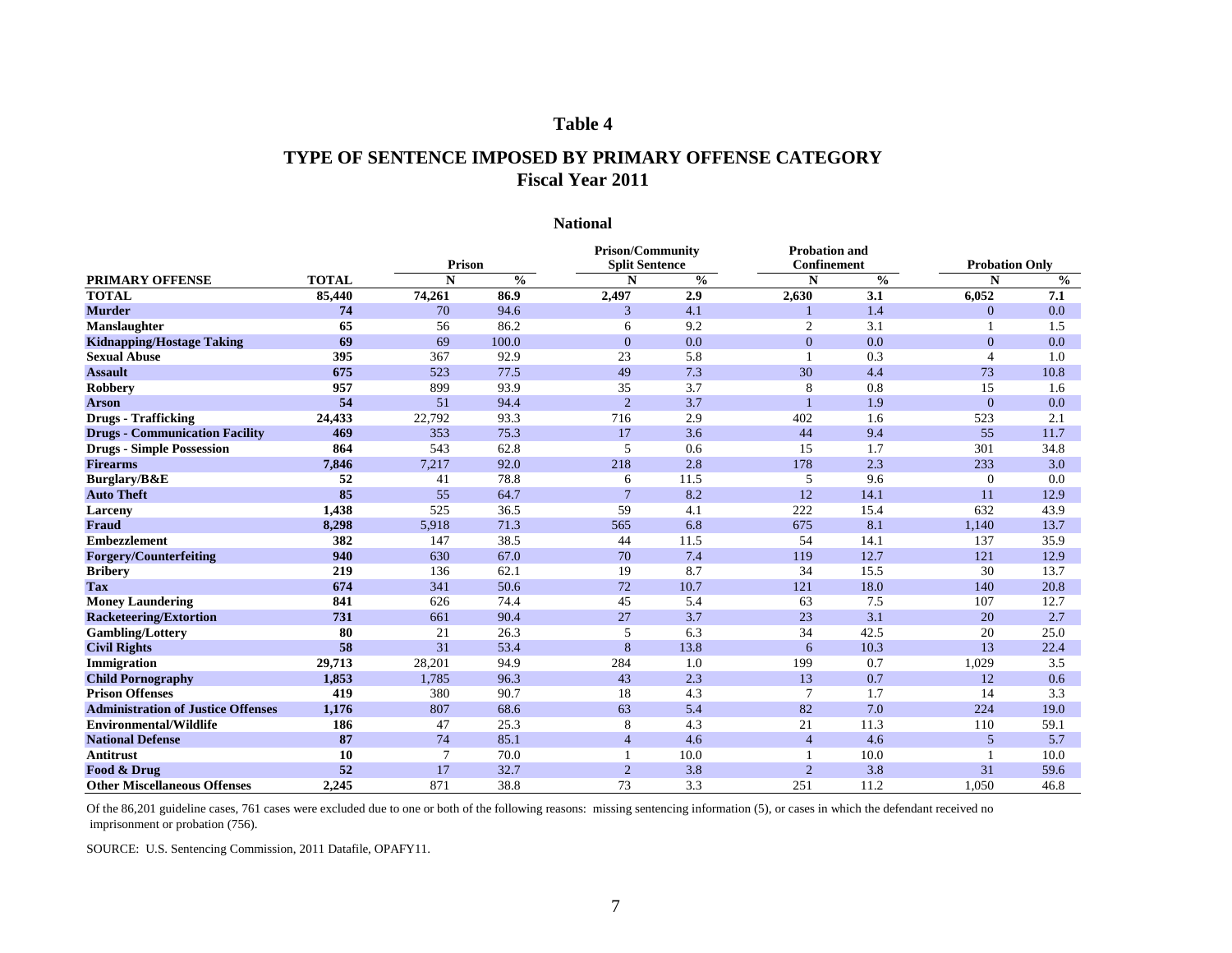# Table 4

## TYPE OF SENTENCE IMPOSED BY PRIMARY OFFENSE CATEGORY
## Fiscal Year 2011

### National

| | | Prison | | Prison/Community Split Sentence | | Probation and Confinement | | Probation Only | |
|---|---|---|---|---|---|---|---|---|---|
| **PRIMARY OFFENSE** | **TOTAL** | **N** | **%** | **N** | **%** | **N** | **%** | **N** | **%** |
| **TOTAL** | **85,440** | **74,261** | **86.9** | **2,497** | **2.9** | **2,630** | **3.1** | **6,052** | **7.1** |
| **Murder** | **74** | 70 | 94.6 | 3 | 4.1 | 1 | 1.4 | 0 | 0.0 |
| **Manslaughter** | **65** | 56 | 86.2 | 6 | 9.2 | 2 | 3.1 | 1 | 1.5 |
| **Kidnapping/Hostage Taking** | **69** | 69 | 100.0 | 0 | 0.0 | 0 | 0.0 | 0 | 0.0 |
| **Sexual Abuse** | **395** | 367 | 92.9 | 23 | 5.8 | 1 | 0.3 | 4 | 1.0 |
| **Assault** | **675** | 523 | 77.5 | 49 | 7.3 | 30 | 4.4 | 73 | 10.8 |
| **Robbery** | **957** | 899 | 93.9 | 35 | 3.7 | 8 | 0.8 | 15 | 1.6 |
| **Arson** | **54** | 51 | 94.4 | 2 | 3.7 | 1 | 1.9 | 0 | 0.0 |
| **Drugs - Trafficking** | **24,433** | 22,792 | 93.3 | 716 | 2.9 | 402 | 1.6 | 523 | 2.1 |
| **Drugs - Communication Facility** | **469** | 353 | 75.3 | 17 | 3.6 | 44 | 9.4 | 55 | 11.7 |
| **Drugs - Simple Possession** | **864** | 543 | 62.8 | 5 | 0.6 | 15 | 1.7 | 301 | 34.8 |
| **Firearms** | **7,846** | 7,217 | 92.0 | 218 | 2.8 | 178 | 2.3 | 233 | 3.0 |
| **Burglary/B&E** | **52** | 41 | 78.8 | 6 | 11.5 | 5 | 9.6 | 0 | 0.0 |
| **Auto Theft** | **85** | 55 | 64.7 | 7 | 8.2 | 12 | 14.1 | 11 | 12.9 |
| **Larceny** | **1,438** | 525 | 36.5 | 59 | 4.1 | 222 | 15.4 | 632 | 43.9 |
| **Fraud** | **8,298** | 5,918 | 71.3 | 565 | 6.8 | 675 | 8.1 | 1,140 | 13.7 |
| **Embezzlement** | **382** | 147 | 38.5 | 44 | 11.5 | 54 | 14.1 | 137 | 35.9 |
| **Forgery/Counterfeiting** | **940** | 630 | 67.0 | 70 | 7.4 | 119 | 12.7 | 121 | 12.9 |
| **Bribery** | **219** | 136 | 62.1 | 19 | 8.7 | 34 | 15.5 | 30 | 13.7 |
| **Tax** | **674** | 341 | 50.6 | 72 | 10.7 | 121 | 18.0 | 140 | 20.8 |
| **Money Laundering** | **841** | 626 | 74.4 | 45 | 5.4 | 63 | 7.5 | 107 | 12.7 |
| **Racketeering/Extortion** | **731** | 661 | 90.4 | 27 | 3.7 | 23 | 3.1 | 20 | 2.7 |
| **Gambling/Lottery** | **80** | 21 | 26.3 | 5 | 6.3 | 34 | 42.5 | 20 | 25.0 |
| **Civil Rights** | **58** | 31 | 53.4 | 8 | 13.8 | 6 | 10.3 | 13 | 22.4 |
| **Immigration** | **29,713** | 28,201 | 94.9 | 284 | 1.0 | 199 | 0.7 | 1,029 | 3.5 |
| **Child Pornography** | **1,853** | 1,785 | 96.3 | 43 | 2.3 | 13 | 0.7 | 12 | 0.6 |
| **Prison Offenses** | **419** | 380 | 90.7 | 18 | 4.3 | 7 | 1.7 | 14 | 3.3 |
| **Administration of Justice Offenses** | **1,176** | 807 | 68.6 | 63 | 5.4 | 82 | 7.0 | 224 | 19.0 |
| **Environmental/Wildlife** | **186** | 47 | 25.3 | 8 | 4.3 | 21 | 11.3 | 110 | 59.1 |
| **National Defense** | **87** | 74 | 85.1 | 4 | 4.6 | 4 | 4.6 | 5 | 5.7 |
| **Antitrust** | **10** | 7 | 70.0 | 1 | 10.0 | 1 | 10.0 | 1 | 10.0 |
| **Food & Drug** | **52** | 17 | 32.7 | 2 | 3.8 | 2 | 3.8 | 31 | 59.6 |
| **Other Miscellaneous Offenses** | **2,245** | 871 | 38.8 | 73 | 3.3 | 251 | 11.2 | 1,050 | 46.8 |

Of the 86,201 guideline cases, 761 cases were excluded due to one or both of the following reasons: missing sentencing information (5), or cases in which the defendant received no imprisonment or probation (756).

SOURCE: U.S. Sentencing Commission, 2011 Datafile, OPAFY11.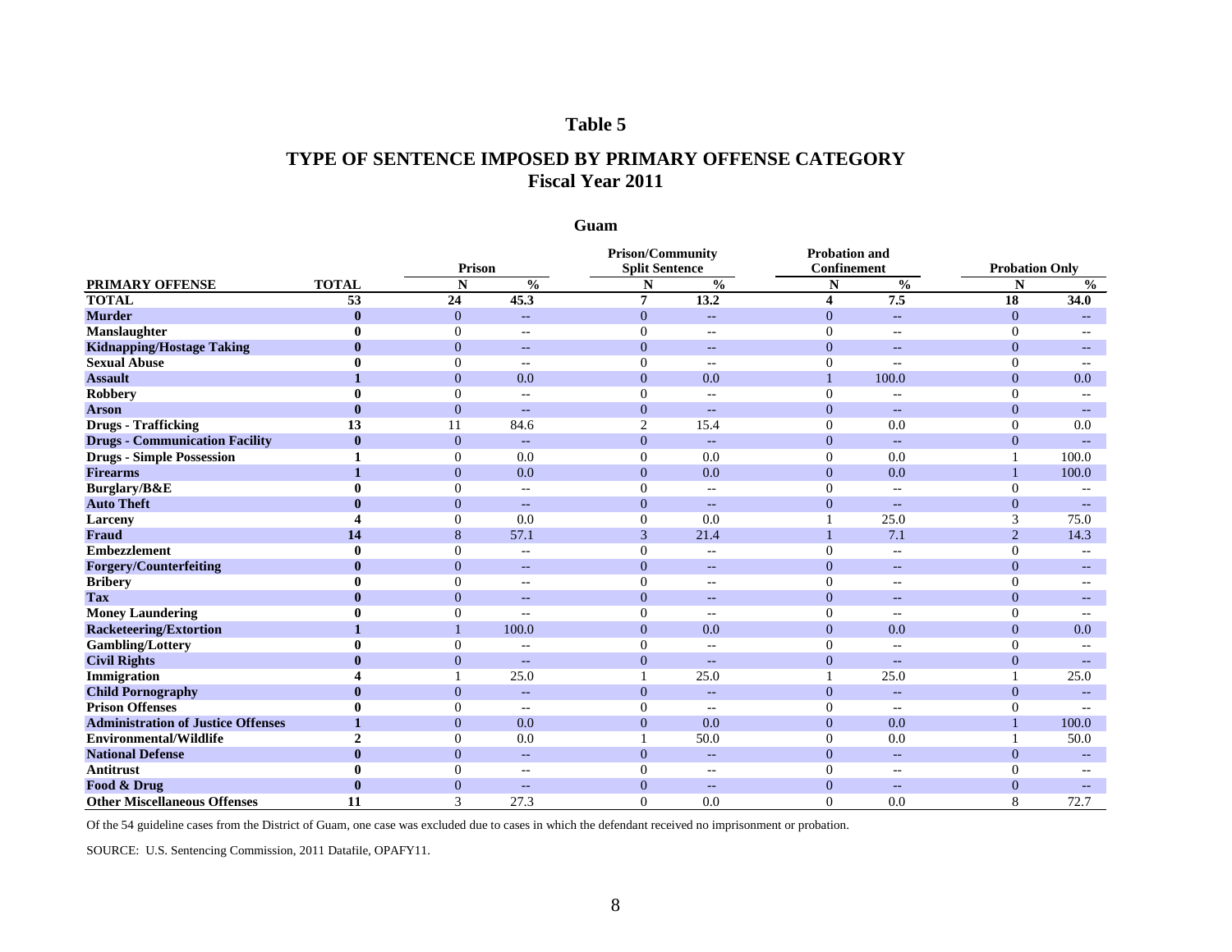# Table 5

## TYPE OF SENTENCE IMPOSED BY PRIMARY OFFENSE CATEGORY
## Fiscal Year 2011

### Guam

| | | Prison | | Prison/Community Split Sentence | | Probation and Confinement | | Probation Only | |
|---|---|---|---|---|---|---|---|---|---|
| **PRIMARY OFFENSE** | **TOTAL** | **N** | **%** | **N** | **%** | **N** | **%** | **N** | **%** |
| **TOTAL** | **53** | **24** | **45.3** | **7** | **13.2** | **4** | **7.5** | **18** | **34.0** |
| **Murder** | **0** | 0 | -- | 0 | -- | 0 | -- | 0 | -- |
| **Manslaughter** | **0** | 0 | -- | 0 | -- | 0 | -- | 0 | -- |
| **Kidnapping/Hostage Taking** | **0** | 0 | -- | 0 | -- | 0 | -- | 0 | -- |
| **Sexual Abuse** | **0** | 0 | -- | 0 | -- | 0 | -- | 0 | -- |
| **Assault** | **1** | 0 | 0.0 | 0 | 0.0 | 1 | 100.0 | 0 | 0.0 |
| **Robbery** | **0** | 0 | -- | 0 | -- | 0 | -- | 0 | -- |
| **Arson** | **0** | 0 | -- | 0 | -- | 0 | -- | 0 | -- |
| **Drugs - Trafficking** | **13** | 11 | 84.6 | 2 | 15.4 | 0 | 0.0 | 0 | 0.0 |
| **Drugs - Communication Facility** | **0** | 0 | -- | 0 | -- | 0 | -- | 0 | -- |
| **Drugs - Simple Possession** | **1** | 0 | 0.0 | 0 | 0.0 | 0 | 0.0 | 1 | 100.0 |
| **Firearms** | **1** | 0 | 0.0 | 0 | 0.0 | 0 | 0.0 | 1 | 100.0 |
| **Burglary/B&E** | **0** | 0 | -- | 0 | -- | 0 | -- | 0 | -- |
| **Auto Theft** | **0** | 0 | -- | 0 | -- | 0 | -- | 0 | -- |
| **Larceny** | **4** | 0 | 0.0 | 0 | 0.0 | 1 | 25.0 | 3 | 75.0 |
| **Fraud** | **14** | 8 | 57.1 | 3 | 21.4 | 1 | 7.1 | 2 | 14.3 |
| **Embezzlement** | **0** | 0 | -- | 0 | -- | 0 | -- | 0 | -- |
| **Forgery/Counterfeiting** | **0** | 0 | -- | 0 | -- | 0 | -- | 0 | -- |
| **Bribery** | **0** | 0 | -- | 0 | -- | 0 | -- | 0 | -- |
| **Tax** | **0** | 0 | -- | 0 | -- | 0 | -- | 0 | -- |
| **Money Laundering** | **0** | 0 | -- | 0 | -- | 0 | -- | 0 | -- |
| **Racketeering/Extortion** | **1** | 1 | 100.0 | 0 | 0.0 | 0 | 0.0 | 0 | 0.0 |
| **Gambling/Lottery** | **0** | 0 | -- | 0 | -- | 0 | -- | 0 | -- |
| **Civil Rights** | **0** | 0 | -- | 0 | -- | 0 | -- | 0 | -- |
| **Immigration** | **4** | 1 | 25.0 | 1 | 25.0 | 1 | 25.0 | 1 | 25.0 |
| **Child Pornography** | **0** | 0 | -- | 0 | -- | 0 | -- | 0 | -- |
| **Prison Offenses** | **0** | 0 | -- | 0 | -- | 0 | -- | 0 | -- |
| **Administration of Justice Offenses** | **1** | 0 | 0.0 | 0 | 0.0 | 0 | 0.0 | 1 | 100.0 |
| **Environmental/Wildlife** | **2** | 0 | 0.0 | 1 | 50.0 | 0 | 0.0 | 1 | 50.0 |
| **National Defense** | **0** | 0 | -- | 0 | -- | 0 | -- | 0 | -- |
| **Antitrust** | **0** | 0 | -- | 0 | -- | 0 | -- | 0 | -- |
| **Food & Drug** | **0** | 0 | -- | 0 | -- | 0 | -- | 0 | -- |
| **Other Miscellaneous Offenses** | **11** | 3 | 27.3 | 0 | 0.0 | 0 | 0.0 | 8 | 72.7 |

Of the 54 guideline cases from the District of Guam, one case was excluded due to cases in which the defendant received no imprisonment or probation.

SOURCE: U.S. Sentencing Commission, 2011 Datafile, OPAFY11.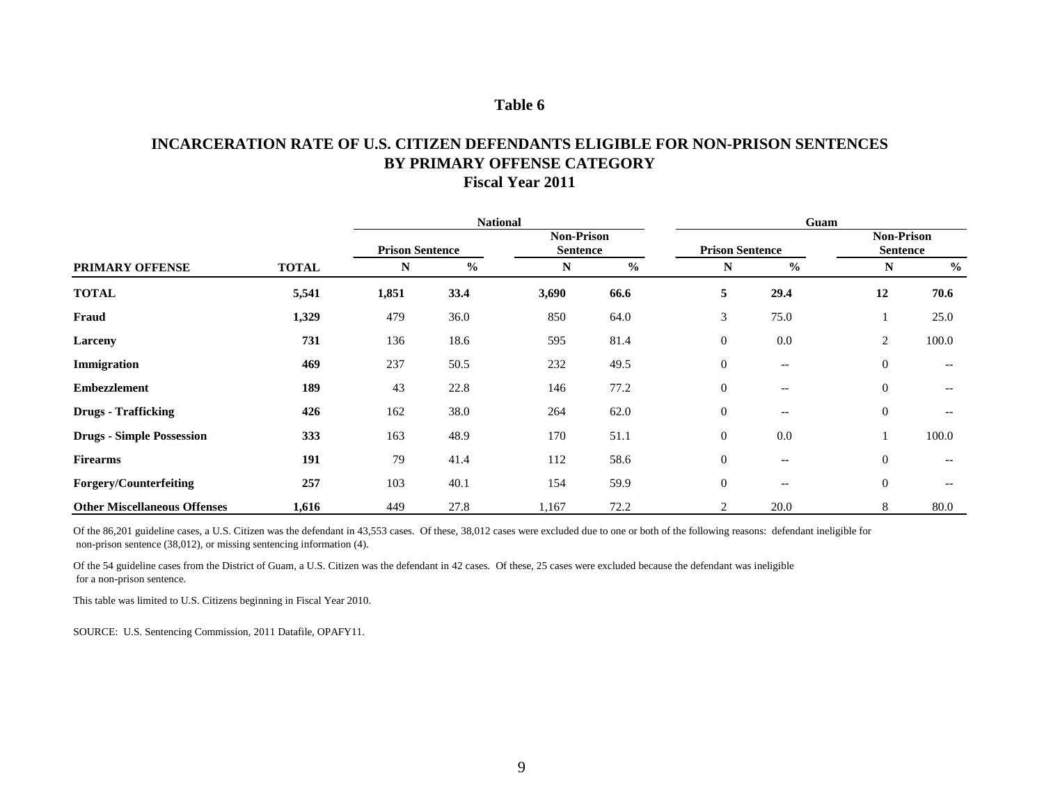**Table 6**

**INCARCERATION RATE OF U.S. CITIZEN DEFENDANTS ELIGIBLE FOR NON-PRISON SENTENCES BY PRIMARY OFFENSE CATEGORY**
**Fiscal Year 2011**

| | | National | | | | Guam | | | |
|---|---|---|---|---|---|---|---|---|---|
| | | Prison Sentence | | Non-Prison Sentence | | Prison Sentence | | Non-Prison Sentence | |
| **PRIMARY OFFENSE** | **TOTAL** | **N** | **%** | **N** | **%** | **N** | **%** | **N** | **%** |
| **TOTAL** | **5,541** | **1,851** | **33.4** | **3,690** | **66.6** | **5** | **29.4** | **12** | **70.6** |
| **Fraud** | **1,329** | 479 | 36.0 | 850 | 64.0 | 3 | 75.0 | 1 | 25.0 |
| **Larceny** | **731** | 136 | 18.6 | 595 | 81.4 | 0 | 0.0 | 2 | 100.0 |
| **Immigration** | **469** | 237 | 50.5 | 232 | 49.5 | 0 | -- | 0 | -- |
| **Embezzlement** | **189** | 43 | 22.8 | 146 | 77.2 | 0 | -- | 0 | -- |
| **Drugs - Trafficking** | **426** | 162 | 38.0 | 264 | 62.0 | 0 | -- | 0 | -- |
| **Drugs - Simple Possession** | **333** | 163 | 48.9 | 170 | 51.1 | 0 | 0.0 | 1 | 100.0 |
| **Firearms** | **191** | 79 | 41.4 | 112 | 58.6 | 0 | -- | 0 | -- |
| **Forgery/Counterfeiting** | **257** | 103 | 40.1 | 154 | 59.9 | 0 | -- | 0 | -- |
| **Other Miscellaneous Offenses** | **1,616** | 449 | 27.8 | 1,167 | 72.2 | 2 | 20.0 | 8 | 80.0 |

Of the 86,201 guideline cases, a U.S. Citizen was the defendant in 43,553 cases. Of these, 38,012 cases were excluded due to one or both of the following reasons: defendant ineligible for non-prison sentence (38,012), or missing sentencing information (4).

Of the 54 guideline cases from the District of Guam, a U.S. Citizen was the defendant in 42 cases. Of these, 25 cases were excluded because the defendant was ineligible for a non-prison sentence.

This table was limited to U.S. Citizens beginning in Fiscal Year 2010.

SOURCE: U.S. Sentencing Commission, 2011 Datafile, OPAFY11.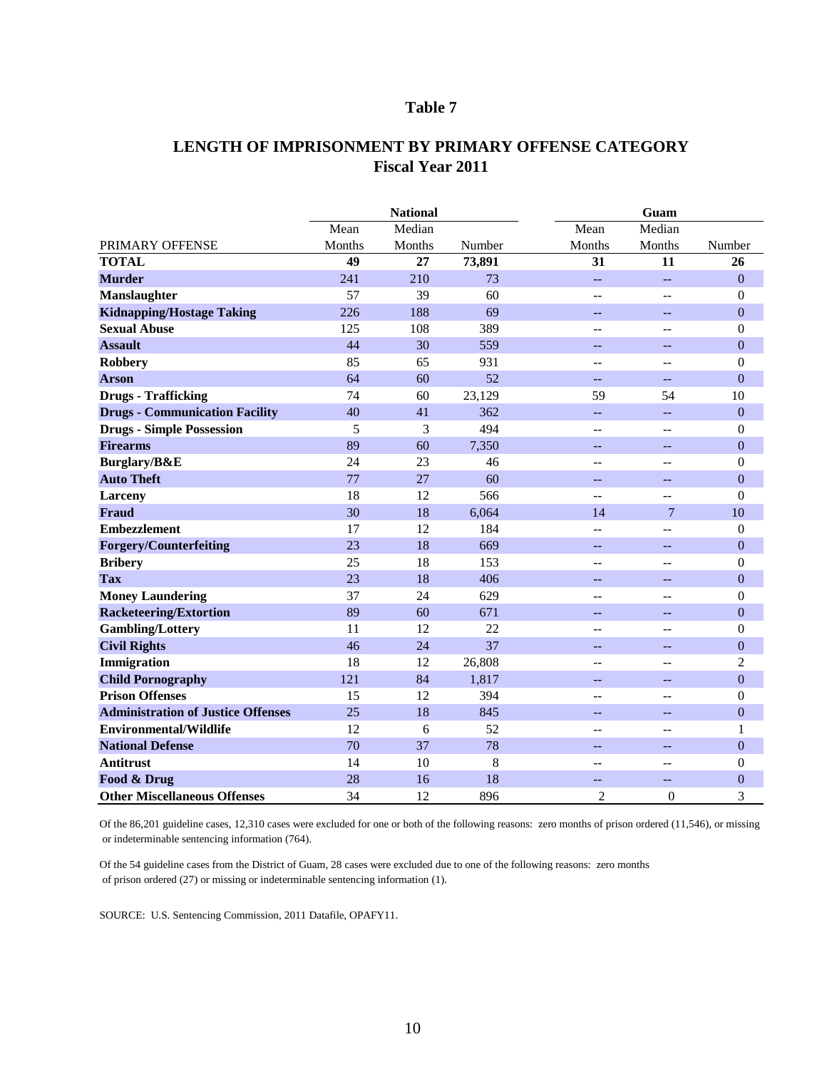# Table 7

## LENGTH OF IMPRISONMENT BY PRIMARY OFFENSE CATEGORY
## Fiscal Year 2011

| | National | | | Guam | | |
|---|---|---|---|---|---|---|
| PRIMARY OFFENSE | Mean Months | Median Months | Number | Mean Months | Median Months | Number |
| **TOTAL** | **49** | **27** | **73,891** | **31** | **11** | **26** |
| **Murder** | 241 | 210 | 73 | -- | -- | 0 |
| **Manslaughter** | 57 | 39 | 60 | -- | -- | 0 |
| **Kidnapping/Hostage Taking** | 226 | 188 | 69 | -- | -- | 0 |
| **Sexual Abuse** | 125 | 108 | 389 | -- | -- | 0 |
| **Assault** | 44 | 30 | 559 | -- | -- | 0 |
| **Robbery** | 85 | 65 | 931 | -- | -- | 0 |
| **Arson** | 64 | 60 | 52 | -- | -- | 0 |
| **Drugs - Trafficking** | 74 | 60 | 23,129 | 59 | 54 | 10 |
| **Drugs - Communication Facility** | 40 | 41 | 362 | -- | -- | 0 |
| **Drugs - Simple Possession** | 5 | 3 | 494 | -- | -- | 0 |
| **Firearms** | 89 | 60 | 7,350 | -- | -- | 0 |
| **Burglary/B&E** | 24 | 23 | 46 | -- | -- | 0 |
| **Auto Theft** | 77 | 27 | 60 | -- | -- | 0 |
| **Larceny** | 18 | 12 | 566 | -- | -- | 0 |
| **Fraud** | 30 | 18 | 6,064 | 14 | 7 | 10 |
| **Embezzlement** | 17 | 12 | 184 | -- | -- | 0 |
| **Forgery/Counterfeiting** | 23 | 18 | 669 | -- | -- | 0 |
| **Bribery** | 25 | 18 | 153 | -- | -- | 0 |
| **Tax** | 23 | 18 | 406 | -- | -- | 0 |
| **Money Laundering** | 37 | 24 | 629 | -- | -- | 0 |
| **Racketeering/Extortion** | 89 | 60 | 671 | -- | -- | 0 |
| **Gambling/Lottery** | 11 | 12 | 22 | -- | -- | 0 |
| **Civil Rights** | 46 | 24 | 37 | -- | -- | 0 |
| **Immigration** | 18 | 12 | 26,808 | -- | -- | 2 |
| **Child Pornography** | 121 | 84 | 1,817 | -- | -- | 0 |
| **Prison Offenses** | 15 | 12 | 394 | -- | -- | 0 |
| **Administration of Justice Offenses** | 25 | 18 | 845 | -- | -- | 0 |
| **Environmental/Wildlife** | 12 | 6 | 52 | -- | -- | 1 |
| **National Defense** | 70 | 37 | 78 | -- | -- | 0 |
| **Antitrust** | 14 | 10 | 8 | -- | -- | 0 |
| **Food & Drug** | 28 | 16 | 18 | -- | -- | 0 |
| **Other Miscellaneous Offenses** | 34 | 12 | 896 | 2 | 0 | 3 |

Of the 86,201 guideline cases, 12,310 cases were excluded for one or both of the following reasons: zero months of prison ordered (11,546), or missing or indeterminable sentencing information (764).

Of the 54 guideline cases from the District of Guam, 28 cases were excluded due to one of the following reasons: zero months of prison ordered (27) or missing or indeterminable sentencing information (1).

SOURCE: U.S. Sentencing Commission, 2011 Datafile, OPAFY11.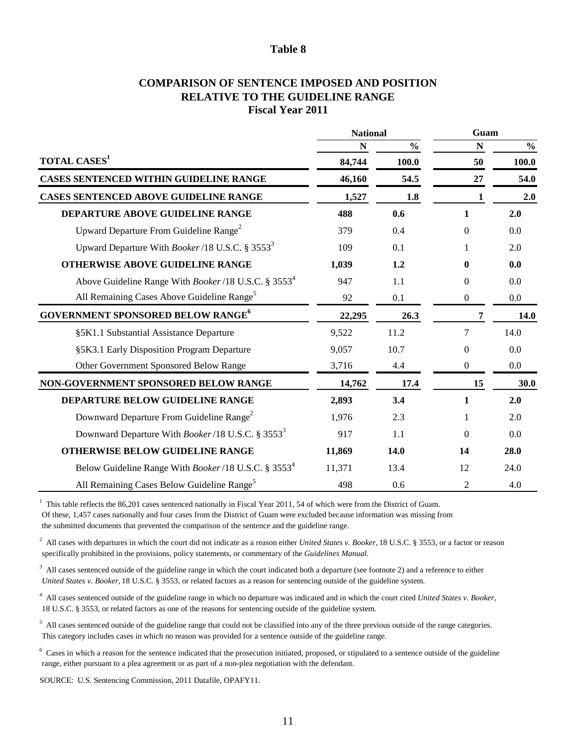# Table 8

## COMPARISON OF SENTENCE IMPOSED AND POSITION RELATIVE TO THE GUIDELINE RANGE
### Fiscal Year 2011

| | National | | Guam | |
|---|---|---|---|---|
| | N | % | N | % |
| **TOTAL CASES[1]** | **84,744** | **100.0** | **50** | **100.0** |
| **CASES SENTENCED WITHIN GUIDELINE RANGE** | **46,160** | **54.5** | **27** | **54.0** |
| **CASES SENTENCED ABOVE GUIDELINE RANGE** | **1,527** | **1.8** | **1** | **2.0** |
| **DEPARTURE ABOVE GUIDELINE RANGE** | **488** | **0.6** | **1** | **2.0** |
| Upward Departure From Guideline Range[2] | 379 | 0.4 | 0 | 0.0 |
| Upward Departure With *Booker* /18 U.S.C. § 3553[3] | 109 | 0.1 | 1 | 2.0 |
| **OTHERWISE ABOVE GUIDELINE RANGE** | **1,039** | **1.2** | **0** | **0.0** |
| Above Guideline Range With *Booker* /18 U.S.C. § 3553[4] | 947 | 1.1 | 0 | 0.0 |
| All Remaining Cases Above Guideline Range[5] | 92 | 0.1 | 0 | 0.0 |
| **GOVERNMENT SPONSORED BELOW RANGE[6]** | **22,295** | **26.3** | **7** | **14.0** |
| §5K1.1 Substantial Assistance Departure | 9,522 | 11.2 | 7 | 14.0 |
| §5K3.1 Early Disposition Program Departure | 9,057 | 10.7 | 0 | 0.0 |
| Other Government Sponsored Below Range | 3,716 | 4.4 | 0 | 0.0 |
| **NON-GOVERNMENT SPONSORED BELOW RANGE** | **14,762** | **17.4** | **15** | **30.0** |
| **DEPARTURE BELOW GUIDELINE RANGE** | **2,893** | **3.4** | **1** | **2.0** |
| Downward Departure From Guideline Range[2] | 1,976 | 2.3 | 1 | 2.0 |
| Downward Departure With *Booker* /18 U.S.C. § 3553[3] | 917 | 1.1 | 0 | 0.0 |
| **OTHERWISE BELOW GUIDELINE RANGE** | **11,869** | **14.0** | **14** | **28.0** |
| Below Guideline Range With *Booker* /18 U.S.C. § 3553[4] | 11,371 | 13.4 | 12 | 24.0 |
| All Remaining Cases Below Guideline Range[5] | 498 | 0.6 | 2 | 4.0 |

[1] This table reflects the 86,201 cases sentenced nationally in Fiscal Year 2011, 54 of which were from the District of Guam. Of these, 1,457 cases nationally and four cases from the District of Guam were excluded because information was missing from the submitted documents that prevented the comparison of the sentence and the guideline range.

[2] All cases with departures in which the court did not indicate as a reason either *United States v. Booker*, 18 U.S.C. § 3553, or a factor or reason specifically prohibited in the provisions, policy statements, or commentary of the *Guidelines Manual*.

[3] All cases sentenced outside of the guideline range in which the court indicated both a departure (see footnote 2) and a reference to either *United States v. Booker*, 18 U.S.C. § 3553, or related factors as a reason for sentencing outside of the guideline system.

[4] All cases sentenced outside of the guideline range in which no departure was indicated and in which the court cited *United States v. Booker*, 18 U.S.C. § 3553, or related factors as one of the reasons for sentencing outside of the guideline system.

[5] All cases sentenced outside of the guideline range that could not be classified into any of the three previous outside of the range categories. This category includes cases in which no reason was provided for a sentence outside of the guideline range.

[6] Cases in which a reason for the sentence indicated that the prosecution initiated, proposed, or stipulated to a sentence outside of the guideline range, either pursuant to a plea agreement or as part of a non-plea negotiation with the defendant.

SOURCE: U.S. Sentencing Commission, 2011 Datafile, OPAFY11.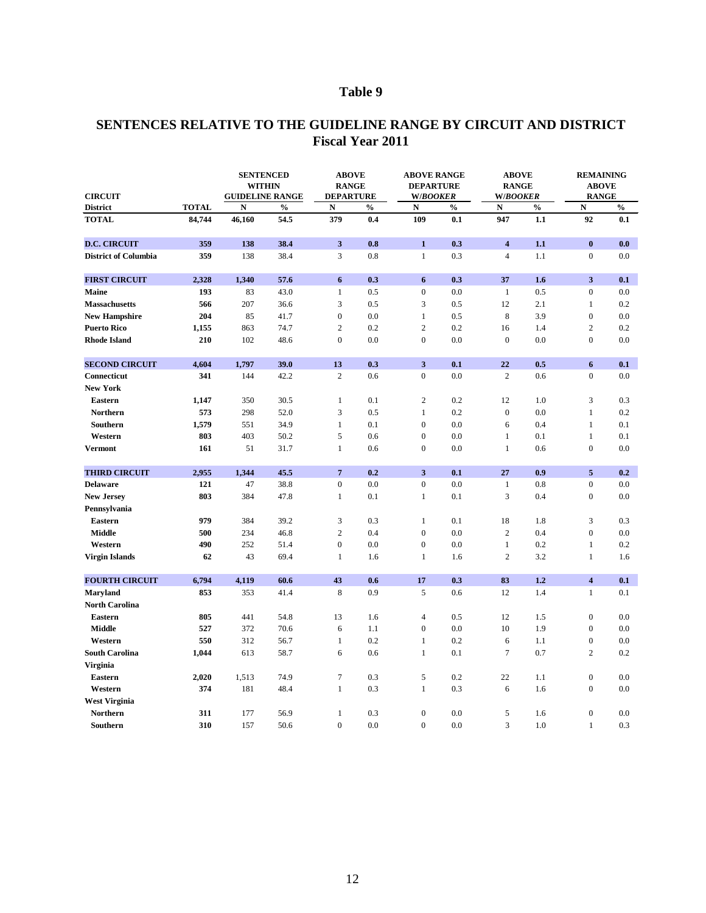# Table 9

## SENTENCES RELATIVE TO THE GUIDELINE RANGE BY CIRCUIT AND DISTRICT
### Fiscal Year 2011

| CIRCUIT | | SENTENCED WITHIN GUIDELINE RANGE | | ABOVE RANGE DEPARTURE | | ABOVE RANGE DEPARTURE W/*BOOKER* | | ABOVE RANGE W/*BOOKER* | | REMAINING ABOVE RANGE | |
|---|---|---|---|---|---|---|---|---|---|---|---|
| District | TOTAL | N | % | N | % | N | % | N | % | N | % |
| **TOTAL** | **84,744** | **46,160** | **54.5** | **379** | **0.4** | **109** | **0.1** | **947** | **1.1** | **92** | **0.1** |
| **D.C. CIRCUIT** | **359** | **138** | **38.4** | **3** | **0.8** | **1** | **0.3** | **4** | **1.1** | **0** | **0.0** |
| **District of Columbia** | **359** | 138 | 38.4 | 3 | 0.8 | 1 | 0.3 | 4 | 1.1 | 0 | 0.0 |
| **FIRST CIRCUIT** | **2,328** | **1,340** | **57.6** | **6** | **0.3** | **6** | **0.3** | **37** | **1.6** | **3** | **0.1** |
| **Maine** | **193** | 83 | 43.0 | 1 | 0.5 | 0 | 0.0 | 1 | 0.5 | 0 | 0.0 |
| **Massachusetts** | **566** | 207 | 36.6 | 3 | 0.5 | 3 | 0.5 | 12 | 2.1 | 1 | 0.2 |
| **New Hampshire** | **204** | 85 | 41.7 | 0 | 0.0 | 1 | 0.5 | 8 | 3.9 | 0 | 0.0 |
| **Puerto Rico** | **1,155** | 863 | 74.7 | 2 | 0.2 | 2 | 0.2 | 16 | 1.4 | 2 | 0.2 |
| **Rhode Island** | **210** | 102 | 48.6 | 0 | 0.0 | 0 | 0.0 | 0 | 0.0 | 0 | 0.0 |
| **SECOND CIRCUIT** | **4,604** | **1,797** | **39.0** | **13** | **0.3** | **3** | **0.1** | **22** | **0.5** | **6** | **0.1** |
| **Connecticut** | **341** | 144 | 42.2 | 2 | 0.6 | 0 | 0.0 | 2 | 0.6 | 0 | 0.0 |
| **New York** | | | | | | | | | | | |
| **Eastern** | **1,147** | 350 | 30.5 | 1 | 0.1 | 2 | 0.2 | 12 | 1.0 | 3 | 0.3 |
| **Northern** | **573** | 298 | 52.0 | 3 | 0.5 | 1 | 0.2 | 0 | 0.0 | 1 | 0.2 |
| **Southern** | **1,579** | 551 | 34.9 | 1 | 0.1 | 0 | 0.0 | 6 | 0.4 | 1 | 0.1 |
| **Western** | **803** | 403 | 50.2 | 5 | 0.6 | 0 | 0.0 | 1 | 0.1 | 1 | 0.1 |
| **Vermont** | **161** | 51 | 31.7 | 1 | 0.6 | 0 | 0.0 | 1 | 0.6 | 0 | 0.0 |
| **THIRD CIRCUIT** | **2,955** | **1,344** | **45.5** | **7** | **0.2** | **3** | **0.1** | **27** | **0.9** | **5** | **0.2** |
| **Delaware** | **121** | 47 | 38.8 | 0 | 0.0 | 0 | 0.0 | 1 | 0.8 | 0 | 0.0 |
| **New Jersey** | **803** | 384 | 47.8 | 1 | 0.1 | 1 | 0.1 | 3 | 0.4 | 0 | 0.0 |
| **Pennsylvania** | | | | | | | | | | | |
| **Eastern** | **979** | 384 | 39.2 | 3 | 0.3 | 1 | 0.1 | 18 | 1.8 | 3 | 0.3 |
| **Middle** | **500** | 234 | 46.8 | 2 | 0.4 | 0 | 0.0 | 2 | 0.4 | 0 | 0.0 |
| **Western** | **490** | 252 | 51.4 | 0 | 0.0 | 0 | 0.0 | 1 | 0.2 | 1 | 0.2 |
| **Virgin Islands** | **62** | 43 | 69.4 | 1 | 1.6 | 1 | 1.6 | 2 | 3.2 | 1 | 1.6 |
| **FOURTH CIRCUIT** | **6,794** | **4,119** | **60.6** | **43** | **0.6** | **17** | **0.3** | **83** | **1.2** | **4** | **0.1** |
| **Maryland** | **853** | 353 | 41.4 | 8 | 0.9 | 5 | 0.6 | 12 | 1.4 | 1 | 0.1 |
| **North Carolina** | | | | | | | | | | | |
| **Eastern** | **805** | 441 | 54.8 | 13 | 1.6 | 4 | 0.5 | 12 | 1.5 | 0 | 0.0 |
| **Middle** | **527** | 372 | 70.6 | 6 | 1.1 | 0 | 0.0 | 10 | 1.9 | 0 | 0.0 |
| **Western** | **550** | 312 | 56.7 | 1 | 0.2 | 1 | 0.2 | 6 | 1.1 | 0 | 0.0 |
| **South Carolina** | **1,044** | 613 | 58.7 | 6 | 0.6 | 1 | 0.1 | 7 | 0.7 | 2 | 0.2 |
| **Virginia** | | | | | | | | | | | |
| **Eastern** | **2,020** | 1,513 | 74.9 | 7 | 0.3 | 5 | 0.2 | 22 | 1.1 | 0 | 0.0 |
| **Western** | **374** | 181 | 48.4 | 1 | 0.3 | 1 | 0.3 | 6 | 1.6 | 0 | 0.0 |
| **West Virginia** | | | | | | | | | | | |
| **Northern** | **311** | 177 | 56.9 | 1 | 0.3 | 0 | 0.0 | 5 | 1.6 | 0 | 0.0 |
| **Southern** | **310** | 157 | 50.6 | 0 | 0.0 | 0 | 0.0 | 3 | 1.0 | 1 | 0.3 |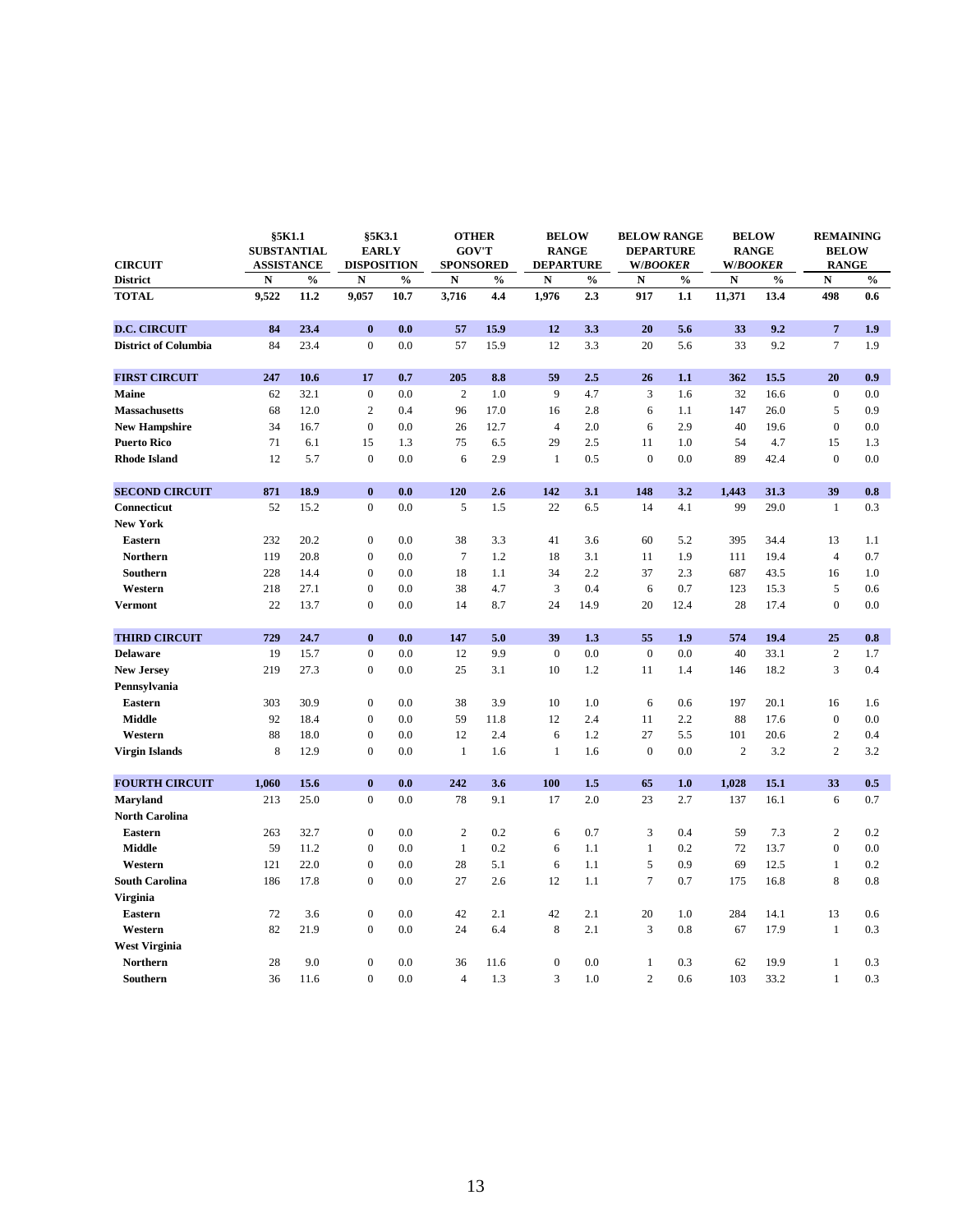| CIRCUIT | §5K1.1 SUBSTANTIAL ASSISTANCE | | §5K3.1 EARLY DISPOSITION | | OTHER GOV'T SPONSORED | | BELOW RANGE DEPARTURE | | BELOW RANGE DEPARTURE W/*BOOKER* | | BELOW RANGE W/*BOOKER* | | REMAINING BELOW RANGE | |
|---|---|---|---|---|---|---|---|---|---|---|---|---|---|---|
| **District** | **N** | **%** | **N** | **%** | **N** | **%** | **N** | **%** | **N** | **%** | **N** | **%** | **N** | **%** |
| **TOTAL** | **9,522** | **11.2** | **9,057** | **10.7** | **3,716** | **4.4** | **1,976** | **2.3** | **917** | **1.1** | **11,371** | **13.4** | **498** | **0.6** |
| **D.C. CIRCUIT** | **84** | **23.4** | **0** | **0.0** | **57** | **15.9** | **12** | **3.3** | **20** | **5.6** | **33** | **9.2** | **7** | **1.9** |
| **District of Columbia** | 84 | 23.4 | 0 | 0.0 | 57 | 15.9 | 12 | 3.3 | 20 | 5.6 | 33 | 9.2 | 7 | 1.9 |
| **FIRST CIRCUIT** | **247** | **10.6** | **17** | **0.7** | **205** | **8.8** | **59** | **2.5** | **26** | **1.1** | **362** | **15.5** | **20** | **0.9** |
| **Maine** | 62 | 32.1 | 0 | 0.0 | 2 | 1.0 | 9 | 4.7 | 3 | 1.6 | 32 | 16.6 | 0 | 0.0 |
| **Massachusetts** | 68 | 12.0 | 2 | 0.4 | 96 | 17.0 | 16 | 2.8 | 6 | 1.1 | 147 | 26.0 | 5 | 0.9 |
| **New Hampshire** | 34 | 16.7 | 0 | 0.0 | 26 | 12.7 | 4 | 2.0 | 6 | 2.9 | 40 | 19.6 | 0 | 0.0 |
| **Puerto Rico** | 71 | 6.1 | 15 | 1.3 | 75 | 6.5 | 29 | 2.5 | 11 | 1.0 | 54 | 4.7 | 15 | 1.3 |
| **Rhode Island** | 12 | 5.7 | 0 | 0.0 | 6 | 2.9 | 1 | 0.5 | 0 | 0.0 | 89 | 42.4 | 0 | 0.0 |
| **SECOND CIRCUIT** | **871** | **18.9** | **0** | **0.0** | **120** | **2.6** | **142** | **3.1** | **148** | **3.2** | **1,443** | **31.3** | **39** | **0.8** |
| **Connecticut** | 52 | 15.2 | 0 | 0.0 | 5 | 1.5 | 22 | 6.5 | 14 | 4.1 | 99 | 29.0 | 1 | 0.3 |
| **New York** | | | | | | | | | | | | | | |
| **Eastern** | 232 | 20.2 | 0 | 0.0 | 38 | 3.3 | 41 | 3.6 | 60 | 5.2 | 395 | 34.4 | 13 | 1.1 |
| **Northern** | 119 | 20.8 | 0 | 0.0 | 7 | 1.2 | 18 | 3.1 | 11 | 1.9 | 111 | 19.4 | 4 | 0.7 |
| **Southern** | 228 | 14.4 | 0 | 0.0 | 18 | 1.1 | 34 | 2.2 | 37 | 2.3 | 687 | 43.5 | 16 | 1.0 |
| **Western** | 218 | 27.1 | 0 | 0.0 | 38 | 4.7 | 3 | 0.4 | 6 | 0.7 | 123 | 15.3 | 5 | 0.6 |
| **Vermont** | 22 | 13.7 | 0 | 0.0 | 14 | 8.7 | 24 | 14.9 | 20 | 12.4 | 28 | 17.4 | 0 | 0.0 |
| **THIRD CIRCUIT** | **729** | **24.7** | **0** | **0.0** | **147** | **5.0** | **39** | **1.3** | **55** | **1.9** | **574** | **19.4** | **25** | **0.8** |
| **Delaware** | 19 | 15.7 | 0 | 0.0 | 12 | 9.9 | 0 | 0.0 | 0 | 0.0 | 40 | 33.1 | 2 | 1.7 |
| **New Jersey** | 219 | 27.3 | 0 | 0.0 | 25 | 3.1 | 10 | 1.2 | 11 | 1.4 | 146 | 18.2 | 3 | 0.4 |
| **Pennsylvania** | | | | | | | | | | | | | | |
| **Eastern** | 303 | 30.9 | 0 | 0.0 | 38 | 3.9 | 10 | 1.0 | 6 | 0.6 | 197 | 20.1 | 16 | 1.6 |
| **Middle** | 92 | 18.4 | 0 | 0.0 | 59 | 11.8 | 12 | 2.4 | 11 | 2.2 | 88 | 17.6 | 0 | 0.0 |
| **Western** | 88 | 18.0 | 0 | 0.0 | 12 | 2.4 | 6 | 1.2 | 27 | 5.5 | 101 | 20.6 | 2 | 0.4 |
| **Virgin Islands** | 8 | 12.9 | 0 | 0.0 | 1 | 1.6 | 1 | 1.6 | 0 | 0.0 | 2 | 3.2 | 2 | 3.2 |
| **FOURTH CIRCUIT** | **1,060** | **15.6** | **0** | **0.0** | **242** | **3.6** | **100** | **1.5** | **65** | **1.0** | **1,028** | **15.1** | **33** | **0.5** |
| **Maryland** | 213 | 25.0 | 0 | 0.0 | 78 | 9.1 | 17 | 2.0 | 23 | 2.7 | 137 | 16.1 | 6 | 0.7 |
| **North Carolina** | | | | | | | | | | | | | | |
| **Eastern** | 263 | 32.7 | 0 | 0.0 | 2 | 0.2 | 6 | 0.7 | 3 | 0.4 | 59 | 7.3 | 2 | 0.2 |
| **Middle** | 59 | 11.2 | 0 | 0.0 | 1 | 0.2 | 6 | 1.1 | 1 | 0.2 | 72 | 13.7 | 0 | 0.0 |
| **Western** | 121 | 22.0 | 0 | 0.0 | 28 | 5.1 | 6 | 1.1 | 5 | 0.9 | 69 | 12.5 | 1 | 0.2 |
| **South Carolina** | 186 | 17.8 | 0 | 0.0 | 27 | 2.6 | 12 | 1.1 | 7 | 0.7 | 175 | 16.8 | 8 | 0.8 |
| **Virginia** | | | | | | | | | | | | | | |
| **Eastern** | 72 | 3.6 | 0 | 0.0 | 42 | 2.1 | 42 | 2.1 | 20 | 1.0 | 284 | 14.1 | 13 | 0.6 |
| **Western** | 82 | 21.9 | 0 | 0.0 | 24 | 6.4 | 8 | 2.1 | 3 | 0.8 | 67 | 17.9 | 1 | 0.3 |
| **West Virginia** | | | | | | | | | | | | | | |
| **Northern** | 28 | 9.0 | 0 | 0.0 | 36 | 11.6 | 0 | 0.0 | 1 | 0.3 | 62 | 19.9 | 1 | 0.3 |
| **Southern** | 36 | 11.6 | 0 | 0.0 | 4 | 1.3 | 3 | 1.0 | 2 | 0.6 | 103 | 33.2 | 1 | 0.3 |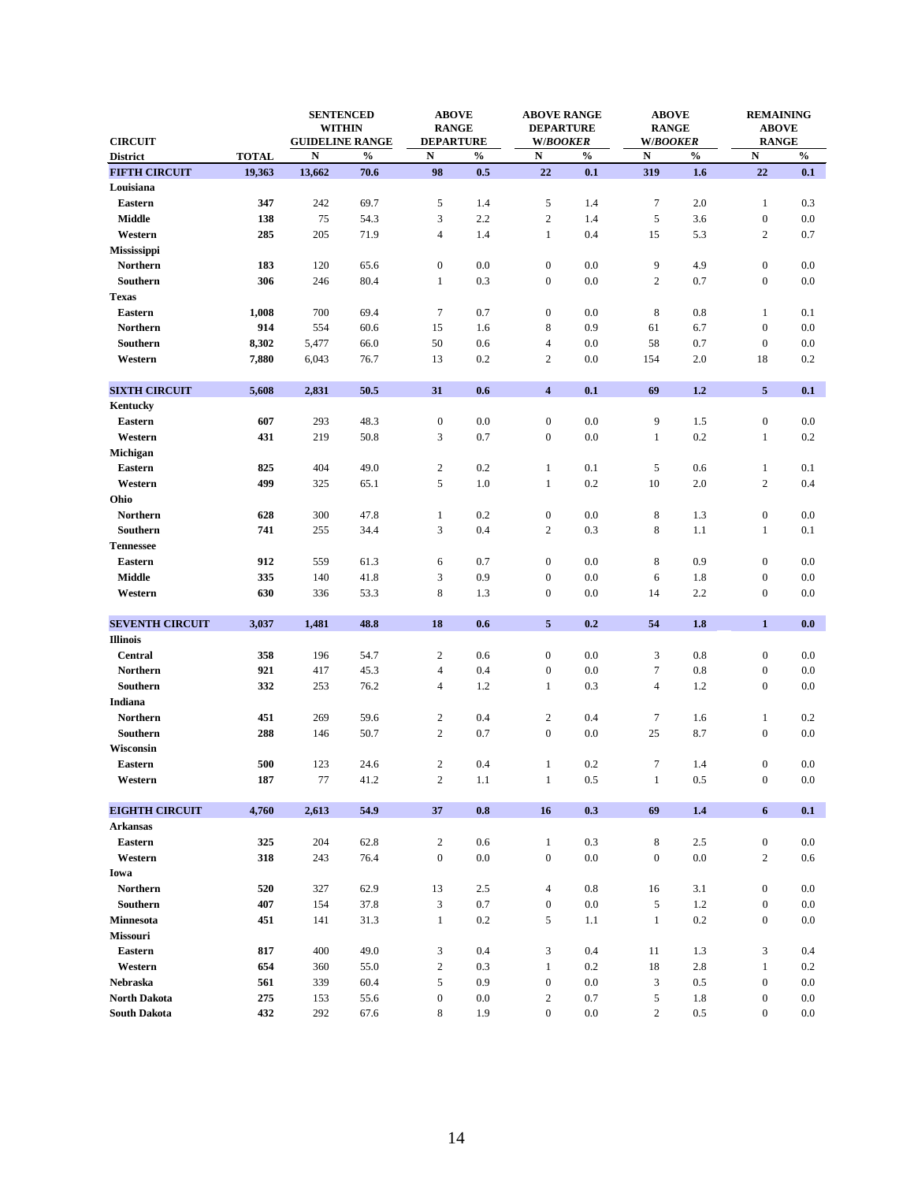| CIRCUIT | | SENTENCED WITHIN GUIDELINE RANGE | | ABOVE RANGE DEPARTURE | | ABOVE RANGE DEPARTURE W/*BOOKER* | | ABOVE RANGE W/*BOOKER* | | REMAINING ABOVE RANGE | |
|---|---|---|---|---|---|---|---|---|---|---|---|
| District | TOTAL | N | % | N | % | N | % | N | % | N | % |
| **FIFTH CIRCUIT** | **19,363** | **13,662** | **70.6** | **98** | **0.5** | **22** | **0.1** | **319** | **1.6** | **22** | **0.1** |
| **Louisiana** | | | | | | | | | | | |
| **Eastern** | **347** | 242 | 69.7 | 5 | 1.4 | 5 | 1.4 | 7 | 2.0 | 1 | 0.3 |
| **Middle** | **138** | 75 | 54.3 | 3 | 2.2 | 2 | 1.4 | 5 | 3.6 | 0 | 0.0 |
| **Western** | **285** | 205 | 71.9 | 4 | 1.4 | 1 | 0.4 | 15 | 5.3 | 2 | 0.7 |
| **Mississippi** | | | | | | | | | | | |
| **Northern** | **183** | 120 | 65.6 | 0 | 0.0 | 0 | 0.0 | 9 | 4.9 | 0 | 0.0 |
| **Southern** | **306** | 246 | 80.4 | 1 | 0.3 | 0 | 0.0 | 2 | 0.7 | 0 | 0.0 |
| **Texas** | | | | | | | | | | | |
| **Eastern** | **1,008** | 700 | 69.4 | 7 | 0.7 | 0 | 0.0 | 8 | 0.8 | 1 | 0.1 |
| **Northern** | **914** | 554 | 60.6 | 15 | 1.6 | 8 | 0.9 | 61 | 6.7 | 0 | 0.0 |
| **Southern** | **8,302** | 5,477 | 66.0 | 50 | 0.6 | 4 | 0.0 | 58 | 0.7 | 0 | 0.0 |
| **Western** | **7,880** | 6,043 | 76.7 | 13 | 0.2 | 2 | 0.0 | 154 | 2.0 | 18 | 0.2 |
| **SIXTH CIRCUIT** | **5,608** | **2,831** | **50.5** | **31** | **0.6** | **4** | **0.1** | **69** | **1.2** | **5** | **0.1** |
| **Kentucky** | | | | | | | | | | | |
| **Eastern** | **607** | 293 | 48.3 | 0 | 0.0 | 0 | 0.0 | 9 | 1.5 | 0 | 0.0 |
| **Western** | **431** | 219 | 50.8 | 3 | 0.7 | 0 | 0.0 | 1 | 0.2 | 1 | 0.2 |
| **Michigan** | | | | | | | | | | | |
| **Eastern** | **825** | 404 | 49.0 | 2 | 0.2 | 1 | 0.1 | 5 | 0.6 | 1 | 0.1 |
| **Western** | **499** | 325 | 65.1 | 5 | 1.0 | 1 | 0.2 | 10 | 2.0 | 2 | 0.4 |
| **Ohio** | | | | | | | | | | | |
| **Northern** | **628** | 300 | 47.8 | 1 | 0.2 | 0 | 0.0 | 8 | 1.3 | 0 | 0.0 |
| **Southern** | **741** | 255 | 34.4 | 3 | 0.4 | 2 | 0.3 | 8 | 1.1 | 1 | 0.1 |
| **Tennessee** | | | | | | | | | | | |
| **Eastern** | **912** | 559 | 61.3 | 6 | 0.7 | 0 | 0.0 | 8 | 0.9 | 0 | 0.0 |
| **Middle** | **335** | 140 | 41.8 | 3 | 0.9 | 0 | 0.0 | 6 | 1.8 | 0 | 0.0 |
| **Western** | **630** | 336 | 53.3 | 8 | 1.3 | 0 | 0.0 | 14 | 2.2 | 0 | 0.0 |
| **SEVENTH CIRCUIT** | **3,037** | **1,481** | **48.8** | **18** | **0.6** | **5** | **0.2** | **54** | **1.8** | **1** | **0.0** |
| **Illinois** | | | | | | | | | | | |
| **Central** | **358** | 196 | 54.7 | 2 | 0.6 | 0 | 0.0 | 3 | 0.8 | 0 | 0.0 |
| **Northern** | **921** | 417 | 45.3 | 4 | 0.4 | 0 | 0.0 | 7 | 0.8 | 0 | 0.0 |
| **Southern** | **332** | 253 | 76.2 | 4 | 1.2 | 1 | 0.3 | 4 | 1.2 | 0 | 0.0 |
| **Indiana** | | | | | | | | | | | |
| **Northern** | **451** | 269 | 59.6 | 2 | 0.4 | 2 | 0.4 | 7 | 1.6 | 1 | 0.2 |
| **Southern** | **288** | 146 | 50.7 | 2 | 0.7 | 0 | 0.0 | 25 | 8.7 | 0 | 0.0 |
| **Wisconsin** | | | | | | | | | | | |
| **Eastern** | **500** | 123 | 24.6 | 2 | 0.4 | 1 | 0.2 | 7 | 1.4 | 0 | 0.0 |
| **Western** | **187** | 77 | 41.2 | 2 | 1.1 | 1 | 0.5 | 1 | 0.5 | 0 | 0.0 |
| **EIGHTH CIRCUIT** | **4,760** | **2,613** | **54.9** | **37** | **0.8** | **16** | **0.3** | **69** | **1.4** | **6** | **0.1** |
| **Arkansas** | | | | | | | | | | | |
| **Eastern** | **325** | 204 | 62.8 | 2 | 0.6 | 1 | 0.3 | 8 | 2.5 | 0 | 0.0 |
| **Western** | **318** | 243 | 76.4 | 0 | 0.0 | 0 | 0.0 | 0 | 0.0 | 2 | 0.6 |
| **Iowa** | | | | | | | | | | | |
| **Northern** | **520** | 327 | 62.9 | 13 | 2.5 | 4 | 0.8 | 16 | 3.1 | 0 | 0.0 |
| **Southern** | **407** | 154 | 37.8 | 3 | 0.7 | 0 | 0.0 | 5 | 1.2 | 0 | 0.0 |
| **Minnesota** | **451** | 141 | 31.3 | 1 | 0.2 | 5 | 1.1 | 1 | 0.2 | 0 | 0.0 |
| **Missouri** | | | | | | | | | | | |
| **Eastern** | **817** | 400 | 49.0 | 3 | 0.4 | 3 | 0.4 | 11 | 1.3 | 3 | 0.4 |
| **Western** | **654** | 360 | 55.0 | 2 | 0.3 | 1 | 0.2 | 18 | 2.8 | 1 | 0.2 |
| **Nebraska** | **561** | 339 | 60.4 | 5 | 0.9 | 0 | 0.0 | 3 | 0.5 | 0 | 0.0 |
| **North Dakota** | **275** | 153 | 55.6 | 0 | 0.0 | 2 | 0.7 | 5 | 1.8 | 0 | 0.0 |
| **South Dakota** | **432** | 292 | 67.6 | 8 | 1.9 | 0 | 0.0 | 2 | 0.5 | 0 | 0.0 |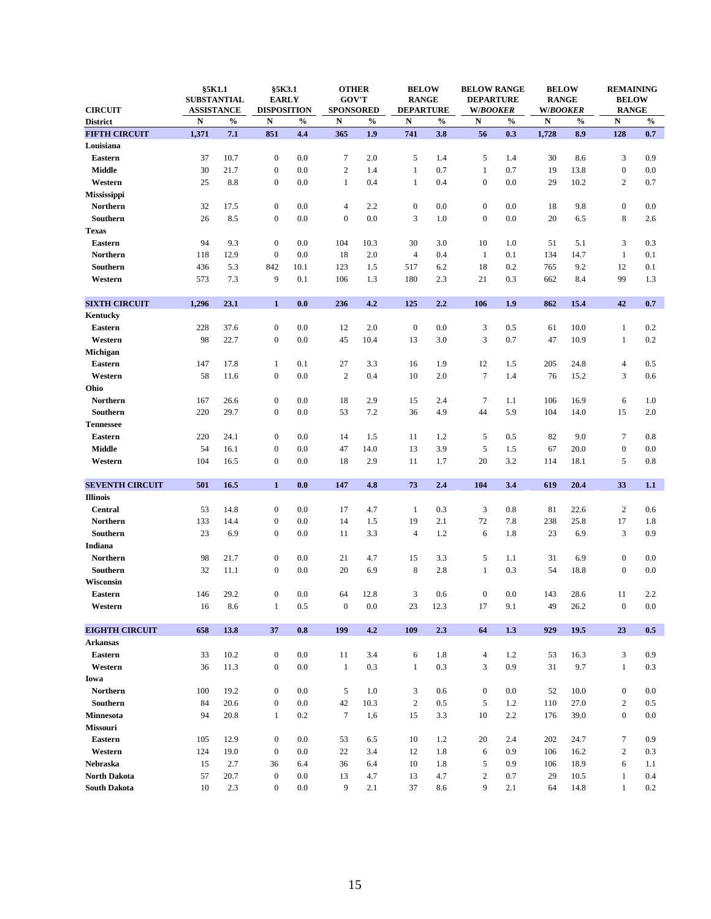| CIRCUIT | §5K1.1 SUBSTANTIAL ASSISTANCE | | §5K3.1 EARLY DISPOSITION | | OTHER GOV'T SPONSORED | | BELOW RANGE DEPARTURE | | BELOW RANGE DEPARTURE W/*BOOKER* | | BELOW RANGE W/*BOOKER* | | REMAINING BELOW RANGE | |
|---|---|---|---|---|---|---|---|---|---|---|---|---|---|---|
| **District** | **N** | **%** | **N** | **%** | **N** | **%** | **N** | **%** | **N** | **%** | **N** | **%** | **N** | **%** |
| **FIFTH CIRCUIT** | **1,371** | **7.1** | **851** | **4.4** | **365** | **1.9** | **741** | **3.8** | **56** | **0.3** | **1,728** | **8.9** | **128** | **0.7** |
| **Louisiana** | | | | | | | | | | | | | | |
| **Eastern** | 37 | 10.7 | 0 | 0.0 | 7 | 2.0 | 5 | 1.4 | 5 | 1.4 | 30 | 8.6 | 3 | 0.9 |
| **Middle** | 30 | 21.7 | 0 | 0.0 | 2 | 1.4 | 1 | 0.7 | 1 | 0.7 | 19 | 13.8 | 0 | 0.0 |
| **Western** | 25 | 8.8 | 0 | 0.0 | 1 | 0.4 | 1 | 0.4 | 0 | 0.0 | 29 | 10.2 | 2 | 0.7 |
| **Mississippi** | | | | | | | | | | | | | | |
| **Northern** | 32 | 17.5 | 0 | 0.0 | 4 | 2.2 | 0 | 0.0 | 0 | 0.0 | 18 | 9.8 | 0 | 0.0 |
| **Southern** | 26 | 8.5 | 0 | 0.0 | 0 | 0.0 | 3 | 1.0 | 0 | 0.0 | 20 | 6.5 | 8 | 2.6 |
| **Texas** | | | | | | | | | | | | | | |
| **Eastern** | 94 | 9.3 | 0 | 0.0 | 104 | 10.3 | 30 | 3.0 | 10 | 1.0 | 51 | 5.1 | 3 | 0.3 |
| **Northern** | 118 | 12.9 | 0 | 0.0 | 18 | 2.0 | 4 | 0.4 | 1 | 0.1 | 134 | 14.7 | 1 | 0.1 |
| **Southern** | 436 | 5.3 | 842 | 10.1 | 123 | 1.5 | 517 | 6.2 | 18 | 0.2 | 765 | 9.2 | 12 | 0.1 |
| **Western** | 573 | 7.3 | 9 | 0.1 | 106 | 1.3 | 180 | 2.3 | 21 | 0.3 | 662 | 8.4 | 99 | 1.3 |
| **SIXTH CIRCUIT** | **1,296** | **23.1** | **1** | **0.0** | **236** | **4.2** | **125** | **2.2** | **106** | **1.9** | **862** | **15.4** | **42** | **0.7** |
| **Kentucky** | | | | | | | | | | | | | | |
| **Eastern** | 228 | 37.6 | 0 | 0.0 | 12 | 2.0 | 0 | 0.0 | 3 | 0.5 | 61 | 10.0 | 1 | 0.2 |
| **Western** | 98 | 22.7 | 0 | 0.0 | 45 | 10.4 | 13 | 3.0 | 3 | 0.7 | 47 | 10.9 | 1 | 0.2 |
| **Michigan** | | | | | | | | | | | | | | |
| **Eastern** | 147 | 17.8 | 1 | 0.1 | 27 | 3.3 | 16 | 1.9 | 12 | 1.5 | 205 | 24.8 | 4 | 0.5 |
| **Western** | 58 | 11.6 | 0 | 0.0 | 2 | 0.4 | 10 | 2.0 | 7 | 1.4 | 76 | 15.2 | 3 | 0.6 |
| **Ohio** | | | | | | | | | | | | | | |
| **Northern** | 167 | 26.6 | 0 | 0.0 | 18 | 2.9 | 15 | 2.4 | 7 | 1.1 | 106 | 16.9 | 6 | 1.0 |
| **Southern** | 220 | 29.7 | 0 | 0.0 | 53 | 7.2 | 36 | 4.9 | 44 | 5.9 | 104 | 14.0 | 15 | 2.0 |
| **Tennessee** | | | | | | | | | | | | | | |
| **Eastern** | 220 | 24.1 | 0 | 0.0 | 14 | 1.5 | 11 | 1.2 | 5 | 0.5 | 82 | 9.0 | 7 | 0.8 |
| **Middle** | 54 | 16.1 | 0 | 0.0 | 47 | 14.0 | 13 | 3.9 | 5 | 1.5 | 67 | 20.0 | 0 | 0.0 |
| **Western** | 104 | 16.5 | 0 | 0.0 | 18 | 2.9 | 11 | 1.7 | 20 | 3.2 | 114 | 18.1 | 5 | 0.8 |
| **SEVENTH CIRCUIT** | **501** | **16.5** | **1** | **0.0** | **147** | **4.8** | **73** | **2.4** | **104** | **3.4** | **619** | **20.4** | **33** | **1.1** |
| **Illinois** | | | | | | | | | | | | | | |
| **Central** | 53 | 14.8 | 0 | 0.0 | 17 | 4.7 | 1 | 0.3 | 3 | 0.8 | 81 | 22.6 | 2 | 0.6 |
| **Northern** | 133 | 14.4 | 0 | 0.0 | 14 | 1.5 | 19 | 2.1 | 72 | 7.8 | 238 | 25.8 | 17 | 1.8 |
| **Southern** | 23 | 6.9 | 0 | 0.0 | 11 | 3.3 | 4 | 1.2 | 6 | 1.8 | 23 | 6.9 | 3 | 0.9 |
| **Indiana** | | | | | | | | | | | | | | |
| **Northern** | 98 | 21.7 | 0 | 0.0 | 21 | 4.7 | 15 | 3.3 | 5 | 1.1 | 31 | 6.9 | 0 | 0.0 |
| **Southern** | 32 | 11.1 | 0 | 0.0 | 20 | 6.9 | 8 | 2.8 | 1 | 0.3 | 54 | 18.8 | 0 | 0.0 |
| **Wisconsin** | | | | | | | | | | | | | | |
| **Eastern** | 146 | 29.2 | 0 | 0.0 | 64 | 12.8 | 3 | 0.6 | 0 | 0.0 | 143 | 28.6 | 11 | 2.2 |
| **Western** | 16 | 8.6 | 1 | 0.5 | 0 | 0.0 | 23 | 12.3 | 17 | 9.1 | 49 | 26.2 | 0 | 0.0 |
| **EIGHTH CIRCUIT** | **658** | **13.8** | **37** | **0.8** | **199** | **4.2** | **109** | **2.3** | **64** | **1.3** | **929** | **19.5** | **23** | **0.5** |
| **Arkansas** | | | | | | | | | | | | | | |
| **Eastern** | 33 | 10.2 | 0 | 0.0 | 11 | 3.4 | 6 | 1.8 | 4 | 1.2 | 53 | 16.3 | 3 | 0.9 |
| **Western** | 36 | 11.3 | 0 | 0.0 | 1 | 0.3 | 1 | 0.3 | 3 | 0.9 | 31 | 9.7 | 1 | 0.3 |
| **Iowa** | | | | | | | | | | | | | | |
| **Northern** | 100 | 19.2 | 0 | 0.0 | 5 | 1.0 | 3 | 0.6 | 0 | 0.0 | 52 | 10.0 | 0 | 0.0 |
| **Southern** | 84 | 20.6 | 0 | 0.0 | 42 | 10.3 | 2 | 0.5 | 5 | 1.2 | 110 | 27.0 | 2 | 0.5 |
| **Minnesota** | 94 | 20.8 | 1 | 0.2 | 7 | 1.6 | 15 | 3.3 | 10 | 2.2 | 176 | 39.0 | 0 | 0.0 |
| **Missouri** | | | | | | | | | | | | | | |
| **Eastern** | 105 | 12.9 | 0 | 0.0 | 53 | 6.5 | 10 | 1.2 | 20 | 2.4 | 202 | 24.7 | 7 | 0.9 |
| **Western** | 124 | 19.0 | 0 | 0.0 | 22 | 3.4 | 12 | 1.8 | 6 | 0.9 | 106 | 16.2 | 2 | 0.3 |
| **Nebraska** | 15 | 2.7 | 36 | 6.4 | 36 | 6.4 | 10 | 1.8 | 5 | 0.9 | 106 | 18.9 | 6 | 1.1 |
| **North Dakota** | 57 | 20.7 | 0 | 0.0 | 13 | 4.7 | 13 | 4.7 | 2 | 0.7 | 29 | 10.5 | 1 | 0.4 |
| **South Dakota** | 10 | 2.3 | 0 | 0.0 | 9 | 2.1 | 37 | 8.6 | 9 | 2.1 | 64 | 14.8 | 1 | 0.2 |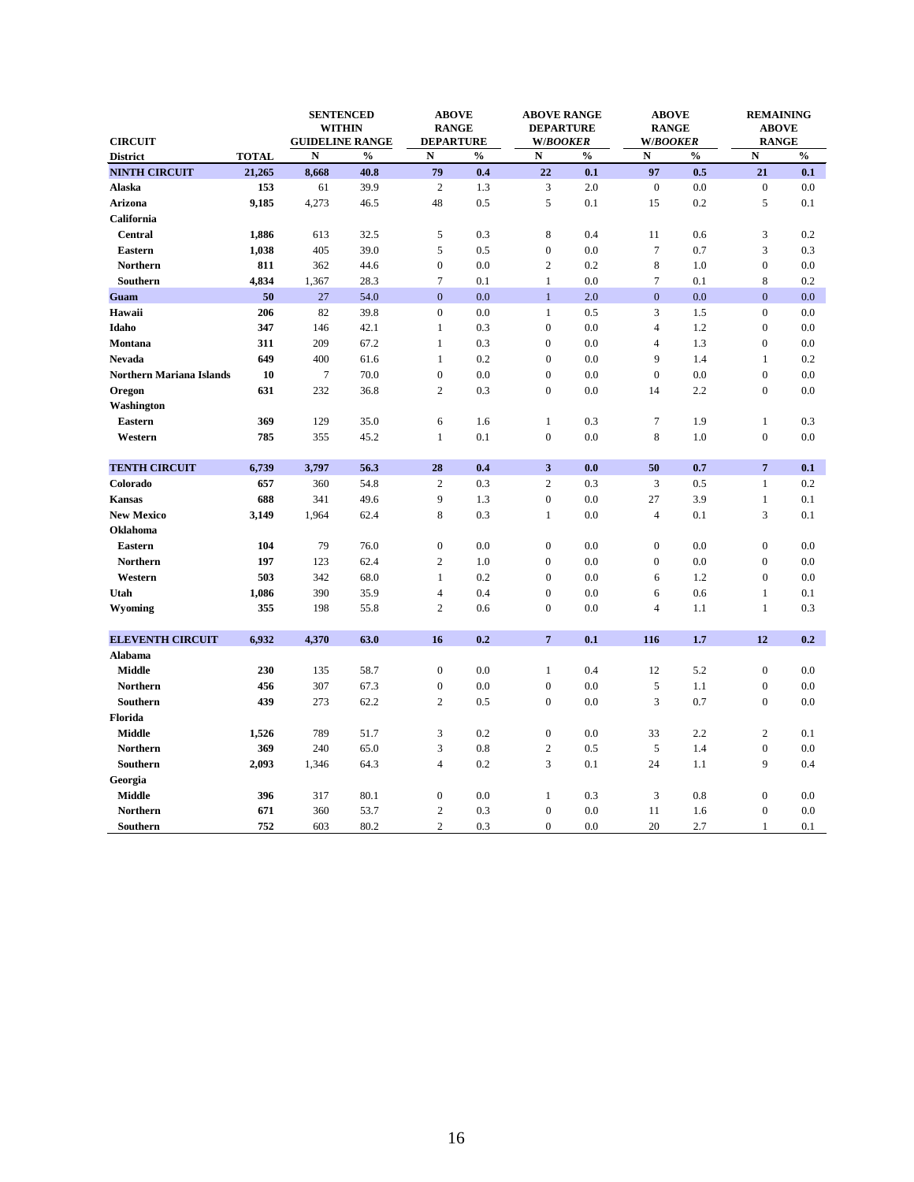| CIRCUIT District | TOTAL | SENTENCED WITHIN GUIDELINE RANGE N | % | ABOVE RANGE DEPARTURE N | % | ABOVE RANGE DEPARTURE W/*BOOKER* N | % | ABOVE RANGE W/*BOOKER* N | % | REMAINING ABOVE RANGE N | % |
|---|---|---|---|---|---|---|---|---|---|---|---|
| **NINTH CIRCUIT** | **21,265** | **8,668** | **40.8** | **79** | **0.4** | **22** | **0.1** | **97** | **0.5** | **21** | **0.1** |
| **Alaska** | **153** | 61 | 39.9 | 2 | 1.3 | 3 | 2.0 | 0 | 0.0 | 0 | 0.0 |
| **Arizona** | **9,185** | 4,273 | 46.5 | 48 | 0.5 | 5 | 0.1 | 15 | 0.2 | 5 | 0.1 |
| **California** | | | | | | | | | | | |
| **Central** | **1,886** | 613 | 32.5 | 5 | 0.3 | 8 | 0.4 | 11 | 0.6 | 3 | 0.2 |
| **Eastern** | **1,038** | 405 | 39.0 | 5 | 0.5 | 0 | 0.0 | 7 | 0.7 | 3 | 0.3 |
| **Northern** | **811** | 362 | 44.6 | 0 | 0.0 | 2 | 0.2 | 8 | 1.0 | 0 | 0.0 |
| **Southern** | **4,834** | 1,367 | 28.3 | 7 | 0.1 | 1 | 0.0 | 7 | 0.1 | 8 | 0.2 |
| **Guam** | **50** | 27 | 54.0 | 0 | 0.0 | 1 | 2.0 | 0 | 0.0 | 0 | 0.0 |
| **Hawaii** | **206** | 82 | 39.8 | 0 | 0.0 | 1 | 0.5 | 3 | 1.5 | 0 | 0.0 |
| **Idaho** | **347** | 146 | 42.1 | 1 | 0.3 | 0 | 0.0 | 4 | 1.2 | 0 | 0.0 |
| **Montana** | **311** | 209 | 67.2 | 1 | 0.3 | 0 | 0.0 | 4 | 1.3 | 0 | 0.0 |
| **Nevada** | **649** | 400 | 61.6 | 1 | 0.2 | 0 | 0.0 | 9 | 1.4 | 1 | 0.2 |
| **Northern Mariana Islands** | **10** | 7 | 70.0 | 0 | 0.0 | 0 | 0.0 | 0 | 0.0 | 0 | 0.0 |
| **Oregon** | **631** | 232 | 36.8 | 2 | 0.3 | 0 | 0.0 | 14 | 2.2 | 0 | 0.0 |
| **Washington** | | | | | | | | | | | |
| **Eastern** | **369** | 129 | 35.0 | 6 | 1.6 | 1 | 0.3 | 7 | 1.9 | 1 | 0.3 |
| **Western** | **785** | 355 | 45.2 | 1 | 0.1 | 0 | 0.0 | 8 | 1.0 | 0 | 0.0 |
| **TENTH CIRCUIT** | **6,739** | **3,797** | **56.3** | **28** | **0.4** | **3** | **0.0** | **50** | **0.7** | **7** | **0.1** |
| **Colorado** | **657** | 360 | 54.8 | 2 | 0.3 | 2 | 0.3 | 3 | 0.5 | 1 | 0.2 |
| **Kansas** | **688** | 341 | 49.6 | 9 | 1.3 | 0 | 0.0 | 27 | 3.9 | 1 | 0.1 |
| **New Mexico** | **3,149** | 1,964 | 62.4 | 8 | 0.3 | 1 | 0.0 | 4 | 0.1 | 3 | 0.1 |
| **Oklahoma** | | | | | | | | | | | |
| **Eastern** | **104** | 79 | 76.0 | 0 | 0.0 | 0 | 0.0 | 0 | 0.0 | 0 | 0.0 |
| **Northern** | **197** | 123 | 62.4 | 2 | 1.0 | 0 | 0.0 | 0 | 0.0 | 0 | 0.0 |
| **Western** | **503** | 342 | 68.0 | 1 | 0.2 | 0 | 0.0 | 6 | 1.2 | 0 | 0.0 |
| **Utah** | **1,086** | 390 | 35.9 | 4 | 0.4 | 0 | 0.0 | 6 | 0.6 | 1 | 0.1 |
| **Wyoming** | **355** | 198 | 55.8 | 2 | 0.6 | 0 | 0.0 | 4 | 1.1 | 1 | 0.3 |
| **ELEVENTH CIRCUIT** | **6,932** | **4,370** | **63.0** | **16** | **0.2** | **7** | **0.1** | **116** | **1.7** | **12** | **0.2** |
| **Alabama** | | | | | | | | | | | |
| **Middle** | **230** | 135 | 58.7 | 0 | 0.0 | 1 | 0.4 | 12 | 5.2 | 0 | 0.0 |
| **Northern** | **456** | 307 | 67.3 | 0 | 0.0 | 0 | 0.0 | 5 | 1.1 | 0 | 0.0 |
| **Southern** | **439** | 273 | 62.2 | 2 | 0.5 | 0 | 0.0 | 3 | 0.7 | 0 | 0.0 |
| **Florida** | | | | | | | | | | | |
| **Middle** | **1,526** | 789 | 51.7 | 3 | 0.2 | 0 | 0.0 | 33 | 2.2 | 2 | 0.1 |
| **Northern** | **369** | 240 | 65.0 | 3 | 0.8 | 2 | 0.5 | 5 | 1.4 | 0 | 0.0 |
| **Southern** | **2,093** | 1,346 | 64.3 | 4 | 0.2 | 3 | 0.1 | 24 | 1.1 | 9 | 0.4 |
| **Georgia** | | | | | | | | | | | |
| **Middle** | **396** | 317 | 80.1 | 0 | 0.0 | 1 | 0.3 | 3 | 0.8 | 0 | 0.0 |
| **Northern** | **671** | 360 | 53.7 | 2 | 0.3 | 0 | 0.0 | 11 | 1.6 | 0 | 0.0 |
| **Southern** | **752** | 603 | 80.2 | 2 | 0.3 | 0 | 0.0 | 20 | 2.7 | 1 | 0.1 |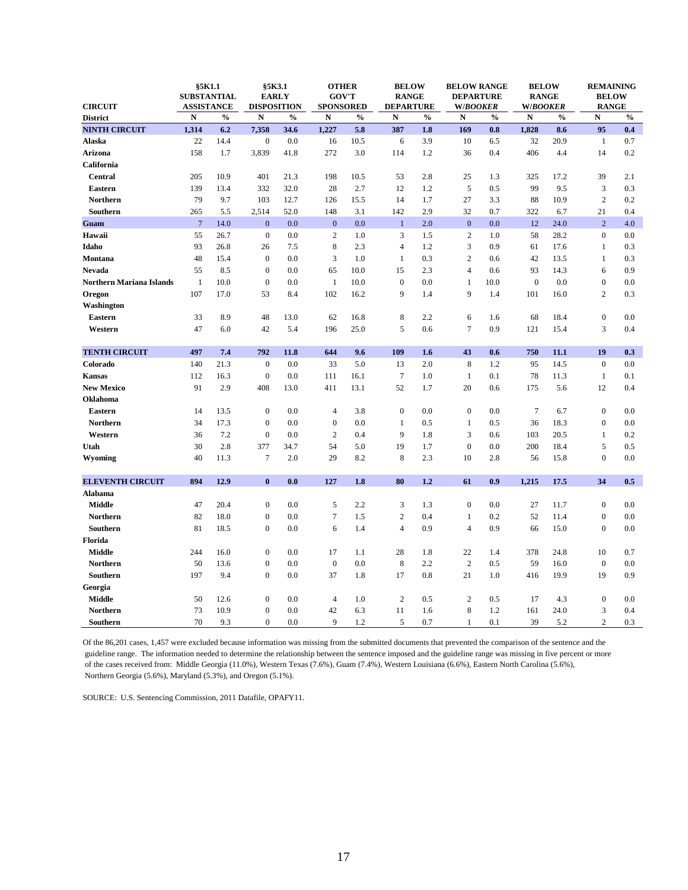| CIRCUIT | §5K1.1 SUBSTANTIAL ASSISTANCE | | §5K3.1 EARLY DISPOSITION | | OTHER GOV'T SPONSORED | | BELOW RANGE DEPARTURE | | BELOW RANGE DEPARTURE W/*BOOKER* | | BELOW RANGE W/*BOOKER* | | REMAINING BELOW RANGE | |
|---|---|---|---|---|---|---|---|---|---|---|---|---|---|---|
| District | N | % | N | % | N | % | N | % | N | % | N | % | N | % |
| **NINTH CIRCUIT** | **1,314** | **6.2** | **7,358** | **34.6** | **1,227** | **5.8** | **387** | **1.8** | **169** | **0.8** | **1,828** | **8.6** | **95** | **0.4** |
| **Alaska** | 22 | 14.4 | 0 | 0.0 | 16 | 10.5 | 6 | 3.9 | 10 | 6.5 | 32 | 20.9 | 1 | 0.7 |
| **Arizona** | 158 | 1.7 | 3,839 | 41.8 | 272 | 3.0 | 114 | 1.2 | 36 | 0.4 | 406 | 4.4 | 14 | 0.2 |
| **California** | | | | | | | | | | | | | | |
| **Central** | 205 | 10.9 | 401 | 21.3 | 198 | 10.5 | 53 | 2.8 | 25 | 1.3 | 325 | 17.2 | 39 | 2.1 |
| **Eastern** | 139 | 13.4 | 332 | 32.0 | 28 | 2.7 | 12 | 1.2 | 5 | 0.5 | 99 | 9.5 | 3 | 0.3 |
| **Northern** | 79 | 9.7 | 103 | 12.7 | 126 | 15.5 | 14 | 1.7 | 27 | 3.3 | 88 | 10.9 | 2 | 0.2 |
| **Southern** | 265 | 5.5 | 2,514 | 52.0 | 148 | 3.1 | 142 | 2.9 | 32 | 0.7 | 322 | 6.7 | 21 | 0.4 |
| **Guam** | 7 | 14.0 | 0 | 0.0 | 0 | 0.0 | 1 | 2.0 | 0 | 0.0 | 12 | 24.0 | 2 | 4.0 |
| **Hawaii** | 55 | 26.7 | 0 | 0.0 | 2 | 1.0 | 3 | 1.5 | 2 | 1.0 | 58 | 28.2 | 0 | 0.0 |
| **Idaho** | 93 | 26.8 | 26 | 7.5 | 8 | 2.3 | 4 | 1.2 | 3 | 0.9 | 61 | 17.6 | 1 | 0.3 |
| **Montana** | 48 | 15.4 | 0 | 0.0 | 3 | 1.0 | 1 | 0.3 | 2 | 0.6 | 42 | 13.5 | 1 | 0.3 |
| **Nevada** | 55 | 8.5 | 0 | 0.0 | 65 | 10.0 | 15 | 2.3 | 4 | 0.6 | 93 | 14.3 | 6 | 0.9 |
| **Northern Mariana Islands** | 1 | 10.0 | 0 | 0.0 | 1 | 10.0 | 0 | 0.0 | 1 | 10.0 | 0 | 0.0 | 0 | 0.0 |
| **Oregon** | 107 | 17.0 | 53 | 8.4 | 102 | 16.2 | 9 | 1.4 | 9 | 1.4 | 101 | 16.0 | 2 | 0.3 |
| **Washington** | | | | | | | | | | | | | | |
| **Eastern** | 33 | 8.9 | 48 | 13.0 | 62 | 16.8 | 8 | 2.2 | 6 | 1.6 | 68 | 18.4 | 0 | 0.0 |
| **Western** | 47 | 6.0 | 42 | 5.4 | 196 | 25.0 | 5 | 0.6 | 7 | 0.9 | 121 | 15.4 | 3 | 0.4 |
| **TENTH CIRCUIT** | **497** | **7.4** | **792** | **11.8** | **644** | **9.6** | **109** | **1.6** | **43** | **0.6** | **750** | **11.1** | **19** | **0.3** |
| **Colorado** | 140 | 21.3 | 0 | 0.0 | 33 | 5.0 | 13 | 2.0 | 8 | 1.2 | 95 | 14.5 | 0 | 0.0 |
| **Kansas** | 112 | 16.3 | 0 | 0.0 | 111 | 16.1 | 7 | 1.0 | 1 | 0.1 | 78 | 11.3 | 1 | 0.1 |
| **New Mexico** | 91 | 2.9 | 408 | 13.0 | 411 | 13.1 | 52 | 1.7 | 20 | 0.6 | 175 | 5.6 | 12 | 0.4 |
| **Oklahoma** | | | | | | | | | | | | | | |
| **Eastern** | 14 | 13.5 | 0 | 0.0 | 4 | 3.8 | 0 | 0.0 | 0 | 0.0 | 7 | 6.7 | 0 | 0.0 |
| **Northern** | 34 | 17.3 | 0 | 0.0 | 0 | 0.0 | 1 | 0.5 | 1 | 0.5 | 36 | 18.3 | 0 | 0.0 |
| **Western** | 36 | 7.2 | 0 | 0.0 | 2 | 0.4 | 9 | 1.8 | 3 | 0.6 | 103 | 20.5 | 1 | 0.2 |
| **Utah** | 30 | 2.8 | 377 | 34.7 | 54 | 5.0 | 19 | 1.7 | 0 | 0.0 | 200 | 18.4 | 5 | 0.5 |
| **Wyoming** | 40 | 11.3 | 7 | 2.0 | 29 | 8.2 | 8 | 2.3 | 10 | 2.8 | 56 | 15.8 | 0 | 0.0 |
| **ELEVENTH CIRCUIT** | **894** | **12.9** | **0** | **0.0** | **127** | **1.8** | **80** | **1.2** | **61** | **0.9** | **1,215** | **17.5** | **34** | **0.5** |
| **Alabama** | | | | | | | | | | | | | | |
| **Middle** | 47 | 20.4 | 0 | 0.0 | 5 | 2.2 | 3 | 1.3 | 0 | 0.0 | 27 | 11.7 | 0 | 0.0 |
| **Northern** | 82 | 18.0 | 0 | 0.0 | 7 | 1.5 | 2 | 0.4 | 1 | 0.2 | 52 | 11.4 | 0 | 0.0 |
| **Southern** | 81 | 18.5 | 0 | 0.0 | 6 | 1.4 | 4 | 0.9 | 4 | 0.9 | 66 | 15.0 | 0 | 0.0 |
| **Florida** | | | | | | | | | | | | | | |
| **Middle** | 244 | 16.0 | 0 | 0.0 | 17 | 1.1 | 28 | 1.8 | 22 | 1.4 | 378 | 24.8 | 10 | 0.7 |
| **Northern** | 50 | 13.6 | 0 | 0.0 | 0 | 0.0 | 8 | 2.2 | 2 | 0.5 | 59 | 16.0 | 0 | 0.0 |
| **Southern** | 197 | 9.4 | 0 | 0.0 | 37 | 1.8 | 17 | 0.8 | 21 | 1.0 | 416 | 19.9 | 19 | 0.9 |
| **Georgia** | | | | | | | | | | | | | | |
| **Middle** | 50 | 12.6 | 0 | 0.0 | 4 | 1.0 | 2 | 0.5 | 2 | 0.5 | 17 | 4.3 | 0 | 0.0 |
| **Northern** | 73 | 10.9 | 0 | 0.0 | 42 | 6.3 | 11 | 1.6 | 8 | 1.2 | 161 | 24.0 | 3 | 0.4 |
| **Southern** | 70 | 9.3 | 0 | 0.0 | 9 | 1.2 | 5 | 0.7 | 1 | 0.1 | 39 | 5.2 | 2 | 0.3 |

Of the 86,201 cases, 1,457 were excluded because information was missing from the submitted documents that prevented the comparison of the sentence and the guideline range. The information needed to determine the relationship between the sentence imposed and the guideline range was missing in five percent or more of the cases received from: Middle Georgia (11.0%), Western Texas (7.6%), Guam (7.4%), Western Louisiana (6.6%), Eastern North Carolina (5.6%), Northern Georgia (5.6%), Maryland (5.3%), and Oregon (5.1%).

SOURCE: U.S. Sentencing Commission, 2011 Datafile, OPAFY11.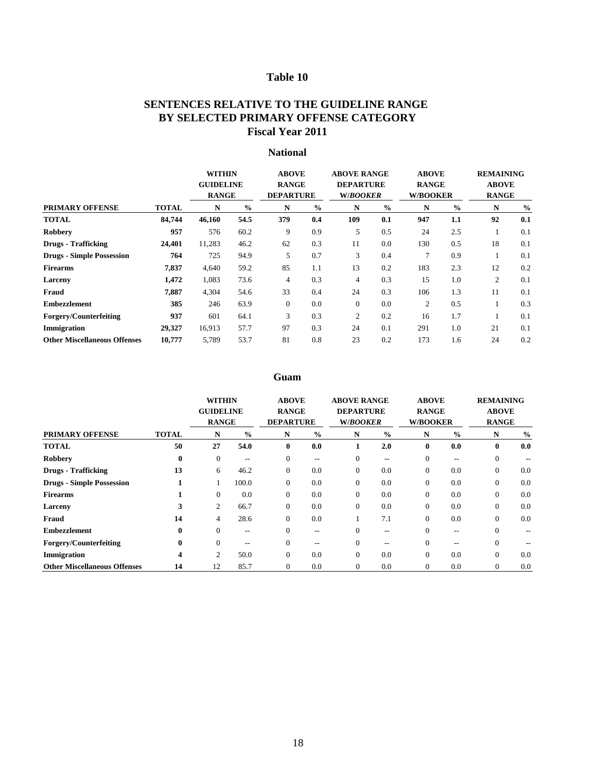# Table 10

## SENTENCES RELATIVE TO THE GUIDELINE RANGE BY SELECTED PRIMARY OFFENSE CATEGORY Fiscal Year 2011

### National

| | | WITHIN GUIDELINE RANGE | | ABOVE RANGE DEPARTURE | | ABOVE RANGE DEPARTURE W/*BOOKER* | | ABOVE RANGE W/BOOKER | | REMAINING ABOVE RANGE | |
|---|---|---|---|---|---|---|---|---|---|---|---|
| PRIMARY OFFENSE | TOTAL | N | % | N | % | N | % | N | % | N | % |
| **TOTAL** | **84,744** | **46,160** | **54.5** | **379** | **0.4** | **109** | **0.1** | **947** | **1.1** | **92** | **0.1** |
| **Robbery** | **957** | 576 | 60.2 | 9 | 0.9 | 5 | 0.5 | 24 | 2.5 | 1 | 0.1 |
| **Drugs - Trafficking** | **24,401** | 11,283 | 46.2 | 62 | 0.3 | 11 | 0.0 | 130 | 0.5 | 18 | 0.1 |
| **Drugs - Simple Possession** | **764** | 725 | 94.9 | 5 | 0.7 | 3 | 0.4 | 7 | 0.9 | 1 | 0.1 |
| **Firearms** | **7,837** | 4,640 | 59.2 | 85 | 1.1 | 13 | 0.2 | 183 | 2.3 | 12 | 0.2 |
| **Larceny** | **1,472** | 1,083 | 73.6 | 4 | 0.3 | 4 | 0.3 | 15 | 1.0 | 2 | 0.1 |
| **Fraud** | **7,887** | 4,304 | 54.6 | 33 | 0.4 | 24 | 0.3 | 106 | 1.3 | 11 | 0.1 |
| **Embezzlement** | **385** | 246 | 63.9 | 0 | 0.0 | 0 | 0.0 | 2 | 0.5 | 1 | 0.3 |
| **Forgery/Counterfeiting** | **937** | 601 | 64.1 | 3 | 0.3 | 2 | 0.2 | 16 | 1.7 | 1 | 0.1 |
| **Immigration** | **29,327** | 16,913 | 57.7 | 97 | 0.3 | 24 | 0.1 | 291 | 1.0 | 21 | 0.1 |
| **Other Miscellaneous Offenses** | **10,777** | 5,789 | 53.7 | 81 | 0.8 | 23 | 0.2 | 173 | 1.6 | 24 | 0.2 |

### Guam

| | | WITHIN GUIDELINE RANGE | | ABOVE RANGE DEPARTURE | | ABOVE RANGE DEPARTURE W/*BOOKER* | | ABOVE RANGE W/BOOKER | | REMAINING ABOVE RANGE | |
|---|---|---|---|---|---|---|---|---|---|---|---|
| PRIMARY OFFENSE | TOTAL | N | % | N | % | N | % | N | % | N | % |
| **TOTAL** | **50** | **27** | **54.0** | **0** | **0.0** | **1** | **2.0** | **0** | **0.0** | **0** | **0.0** |
| **Robbery** | **0** | 0 | -- | 0 | -- | 0 | -- | 0 | -- | 0 | -- |
| **Drugs - Trafficking** | **13** | 6 | 46.2 | 0 | 0.0 | 0 | 0.0 | 0 | 0.0 | 0 | 0.0 |
| **Drugs - Simple Possession** | **1** | 1 | 100.0 | 0 | 0.0 | 0 | 0.0 | 0 | 0.0 | 0 | 0.0 |
| **Firearms** | **1** | 0 | 0.0 | 0 | 0.0 | 0 | 0.0 | 0 | 0.0 | 0 | 0.0 |
| **Larceny** | **3** | 2 | 66.7 | 0 | 0.0 | 0 | 0.0 | 0 | 0.0 | 0 | 0.0 |
| **Fraud** | **14** | 4 | 28.6 | 0 | 0.0 | 1 | 7.1 | 0 | 0.0 | 0 | 0.0 |
| **Embezzlement** | **0** | 0 | -- | 0 | -- | 0 | -- | 0 | -- | 0 | -- |
| **Forgery/Counterfeiting** | **0** | 0 | -- | 0 | -- | 0 | -- | 0 | -- | 0 | -- |
| **Immigration** | **4** | 2 | 50.0 | 0 | 0.0 | 0 | 0.0 | 0 | 0.0 | 0 | 0.0 |
| **Other Miscellaneous Offenses** | **14** | 12 | 85.7 | 0 | 0.0 | 0 | 0.0 | 0 | 0.0 | 0 | 0.0 |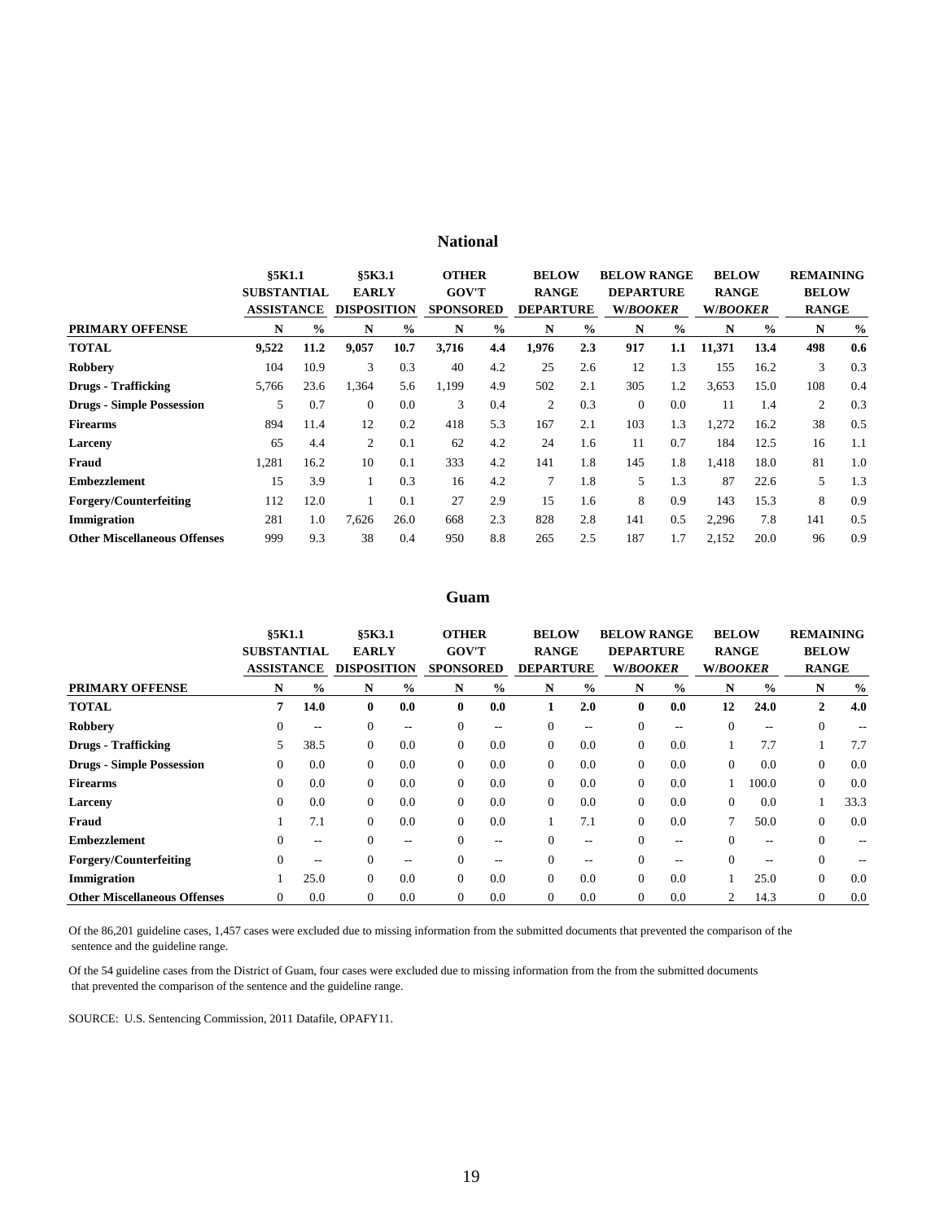## National

| PRIMARY OFFENSE | §5K1.1 SUBSTANTIAL ASSISTANCE | | §5K3.1 EARLY DISPOSITION | | OTHER GOV'T SPONSORED | | BELOW RANGE DEPARTURE | | BELOW RANGE DEPARTURE W/*BOOKER* | | BELOW RANGE W/*BOOKER* | | REMAINING BELOW RANGE | |
|---|---|---|---|---|---|---|---|---|---|---|---|---|---|---|
| | N | % | N | % | N | % | N | % | N | % | N | % | N | % |
| **TOTAL** | **9,522** | **11.2** | **9,057** | **10.7** | **3,716** | **4.4** | **1,976** | **2.3** | **917** | **1.1** | **11,371** | **13.4** | **498** | **0.6** |
| **Robbery** | 104 | 10.9 | 3 | 0.3 | 40 | 4.2 | 25 | 2.6 | 12 | 1.3 | 155 | 16.2 | 3 | 0.3 |
| **Drugs - Trafficking** | 5,766 | 23.6 | 1,364 | 5.6 | 1,199 | 4.9 | 502 | 2.1 | 305 | 1.2 | 3,653 | 15.0 | 108 | 0.4 |
| **Drugs - Simple Possession** | 5 | 0.7 | 0 | 0.0 | 3 | 0.4 | 2 | 0.3 | 0 | 0.0 | 11 | 1.4 | 2 | 0.3 |
| **Firearms** | 894 | 11.4 | 12 | 0.2 | 418 | 5.3 | 167 | 2.1 | 103 | 1.3 | 1,272 | 16.2 | 38 | 0.5 |
| **Larceny** | 65 | 4.4 | 2 | 0.1 | 62 | 4.2 | 24 | 1.6 | 11 | 0.7 | 184 | 12.5 | 16 | 1.1 |
| **Fraud** | 1,281 | 16.2 | 10 | 0.1 | 333 | 4.2 | 141 | 1.8 | 145 | 1.8 | 1,418 | 18.0 | 81 | 1.0 |
| **Embezzlement** | 15 | 3.9 | 1 | 0.3 | 16 | 4.2 | 7 | 1.8 | 5 | 1.3 | 87 | 22.6 | 5 | 1.3 |
| **Forgery/Counterfeiting** | 112 | 12.0 | 1 | 0.1 | 27 | 2.9 | 15 | 1.6 | 8 | 0.9 | 143 | 15.3 | 8 | 0.9 |
| **Immigration** | 281 | 1.0 | 7,626 | 26.0 | 668 | 2.3 | 828 | 2.8 | 141 | 0.5 | 2,296 | 7.8 | 141 | 0.5 |
| **Other Miscellaneous Offenses** | 999 | 9.3 | 38 | 0.4 | 950 | 8.8 | 265 | 2.5 | 187 | 1.7 | 2,152 | 20.0 | 96 | 0.9 |

## Guam

| PRIMARY OFFENSE | §5K1.1 SUBSTANTIAL ASSISTANCE | | §5K3.1 EARLY DISPOSITION | | OTHER GOV'T SPONSORED | | BELOW RANGE DEPARTURE | | BELOW RANGE DEPARTURE W/*BOOKER* | | BELOW RANGE W/*BOOKER* | | REMAINING BELOW RANGE | |
|---|---|---|---|---|---|---|---|---|---|---|---|---|---|---|
| | N | % | N | % | N | % | N | % | N | % | N | % | N | % |
| **TOTAL** | **7** | **14.0** | **0** | **0.0** | **0** | **0.0** | **1** | **2.0** | **0** | **0.0** | **12** | **24.0** | **2** | **4.0** |
| **Robbery** | 0 | -- | 0 | -- | 0 | -- | 0 | -- | 0 | -- | 0 | -- | 0 | -- |
| **Drugs - Trafficking** | 5 | 38.5 | 0 | 0.0 | 0 | 0.0 | 0 | 0.0 | 0 | 0.0 | 1 | 7.7 | 1 | 7.7 |
| **Drugs - Simple Possession** | 0 | 0.0 | 0 | 0.0 | 0 | 0.0 | 0 | 0.0 | 0 | 0.0 | 0 | 0.0 | 0 | 0.0 |
| **Firearms** | 0 | 0.0 | 0 | 0.0 | 0 | 0.0 | 0 | 0.0 | 0 | 0.0 | 1 | 100.0 | 0 | 0.0 |
| **Larceny** | 0 | 0.0 | 0 | 0.0 | 0 | 0.0 | 0 | 0.0 | 0 | 0.0 | 0 | 0.0 | 1 | 33.3 |
| **Fraud** | 1 | 7.1 | 0 | 0.0 | 0 | 0.0 | 1 | 7.1 | 0 | 0.0 | 7 | 50.0 | 0 | 0.0 |
| **Embezzlement** | 0 | -- | 0 | -- | 0 | -- | 0 | -- | 0 | -- | 0 | -- | 0 | -- |
| **Forgery/Counterfeiting** | 0 | -- | 0 | -- | 0 | -- | 0 | -- | 0 | -- | 0 | -- | 0 | -- |
| **Immigration** | 1 | 25.0 | 0 | 0.0 | 0 | 0.0 | 0 | 0.0 | 0 | 0.0 | 1 | 25.0 | 0 | 0.0 |
| **Other Miscellaneous Offenses** | 0 | 0.0 | 0 | 0.0 | 0 | 0.0 | 0 | 0.0 | 0 | 0.0 | 2 | 14.3 | 0 | 0.0 |

Of the 86,201 guideline cases, 1,457 cases were excluded due to missing information from the submitted documents that prevented the comparison of the sentence and the guideline range.

Of the 54 guideline cases from the District of Guam, four cases were excluded due to missing information from the from the submitted documents that prevented the comparison of the sentence and the guideline range.

SOURCE: U.S. Sentencing Commission, 2011 Datafile, OPAFY11.